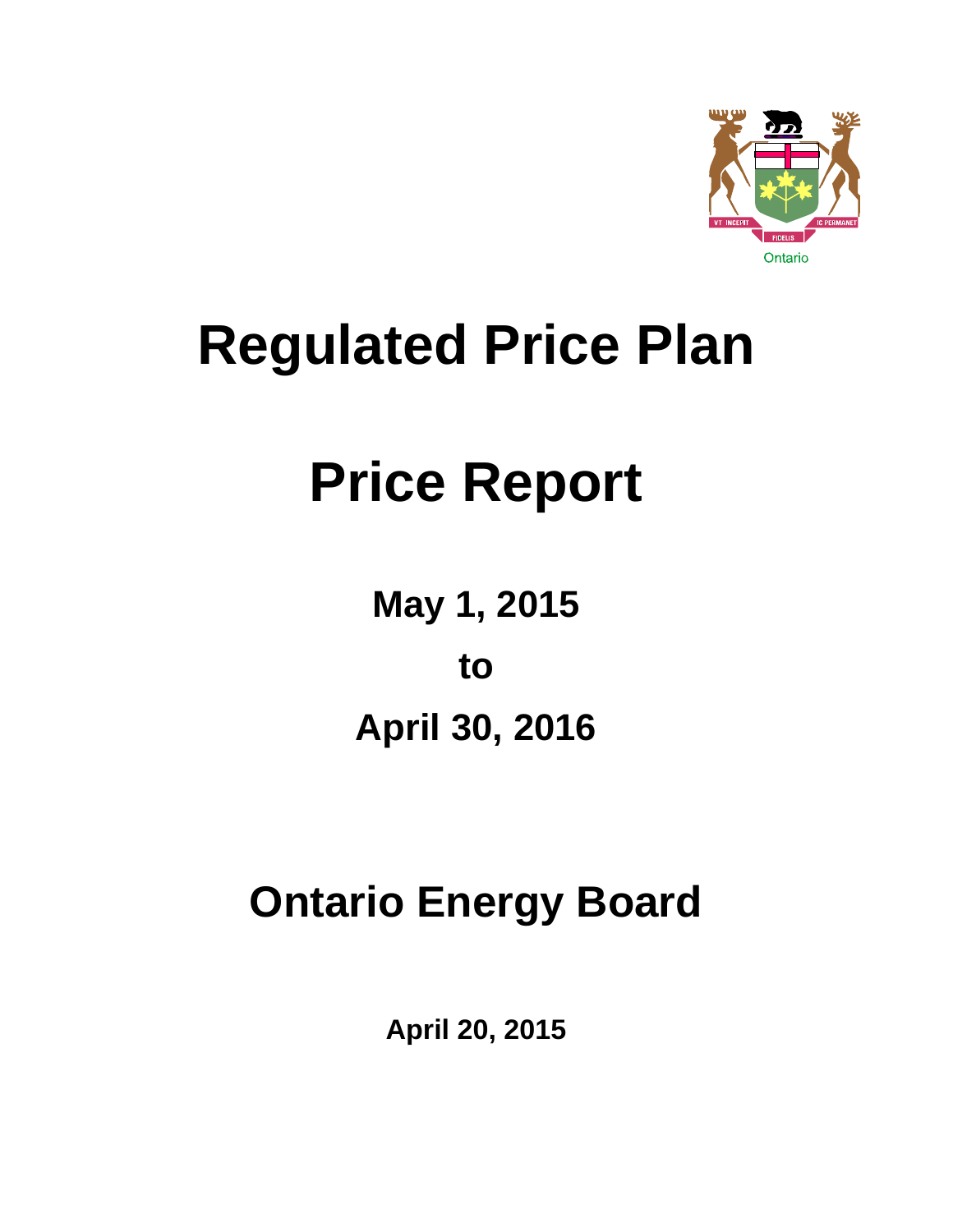# Regulated Price Plan

# Price Report

## May 1, 2015

## to

## April 30, 2016

# Ontario Energy Board

**April 20, 2015**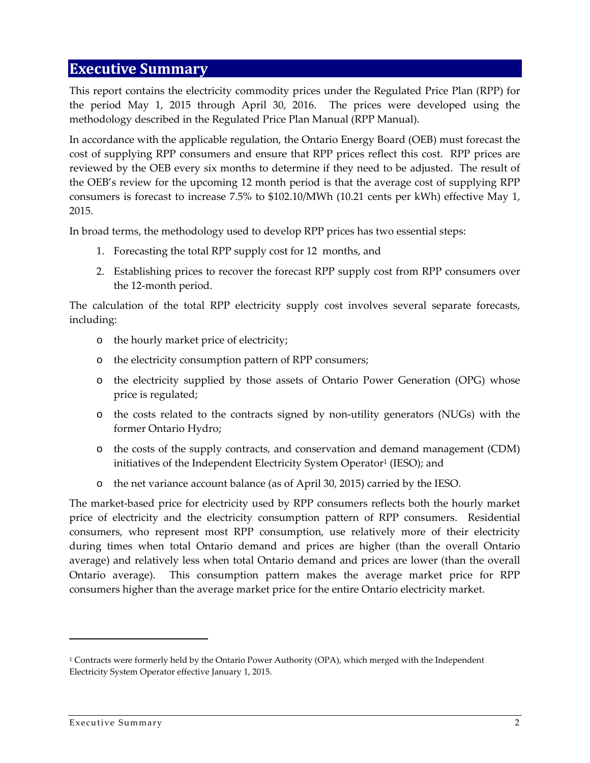# Executive Summary

This report contains the electricity commodity prices under the Regulated Price Plan (RPP) for the period May 1, 2015 through April 30, 2016. The prices were developed using the methodology described in the Regulated Price Plan Manual (RPP Manual).

In accordance with the applicable regulation, the Ontario Energy Board (OEB) must forecast the cost of supplying RPP consumers and ensure that RPP prices reflect this cost. RPP prices are reviewed by the OEB every six months to determine if they need to be adjusted. The result of the OEB's review for the upcoming 12 month period is that the average cost of supplying RPP consumers is forecast to increase 7.5% to $102.10/MWh (10.21 cents per kWh) effective May 1, 2015.

In broad terms, the methodology used to develop RPP prices has two essential steps:

1. Forecasting the total RPP supply cost for 12 months, and
2. Establishing prices to recover the forecast RPP supply cost from RPP consumers over the 12-month period.

The calculation of the total RPP electricity supply cost involves several separate forecasts, including:

- the hourly market price of electricity;
- the electricity consumption pattern of RPP consumers;
- the electricity supplied by those assets of Ontario Power Generation (OPG) whose price is regulated;
- the costs related to the contracts signed by non-utility generators (NUGs) with the former Ontario Hydro;
- the costs of the supply contracts, and conservation and demand management (CDM) initiatives of the Independent Electricity System Operator[1] (IESO); and
- the net variance account balance (as of April 30, 2015) carried by the IESO.

The market-based price for electricity used by RPP consumers reflects both the hourly market price of electricity and the electricity consumption pattern of RPP consumers. Residential consumers, who represent most RPP consumption, use relatively more of their electricity during times when total Ontario demand and prices are higher (than the overall Ontario average) and relatively less when total Ontario demand and prices are lower (than the overall Ontario average). This consumption pattern makes the average market price for RPP consumers higher than the average market price for the entire Ontario electricity market.

---

[1] Contracts were formerly held by the Ontario Power Authority (OPA), which merged with the Independent Electricity System Operator effective January 1, 2015.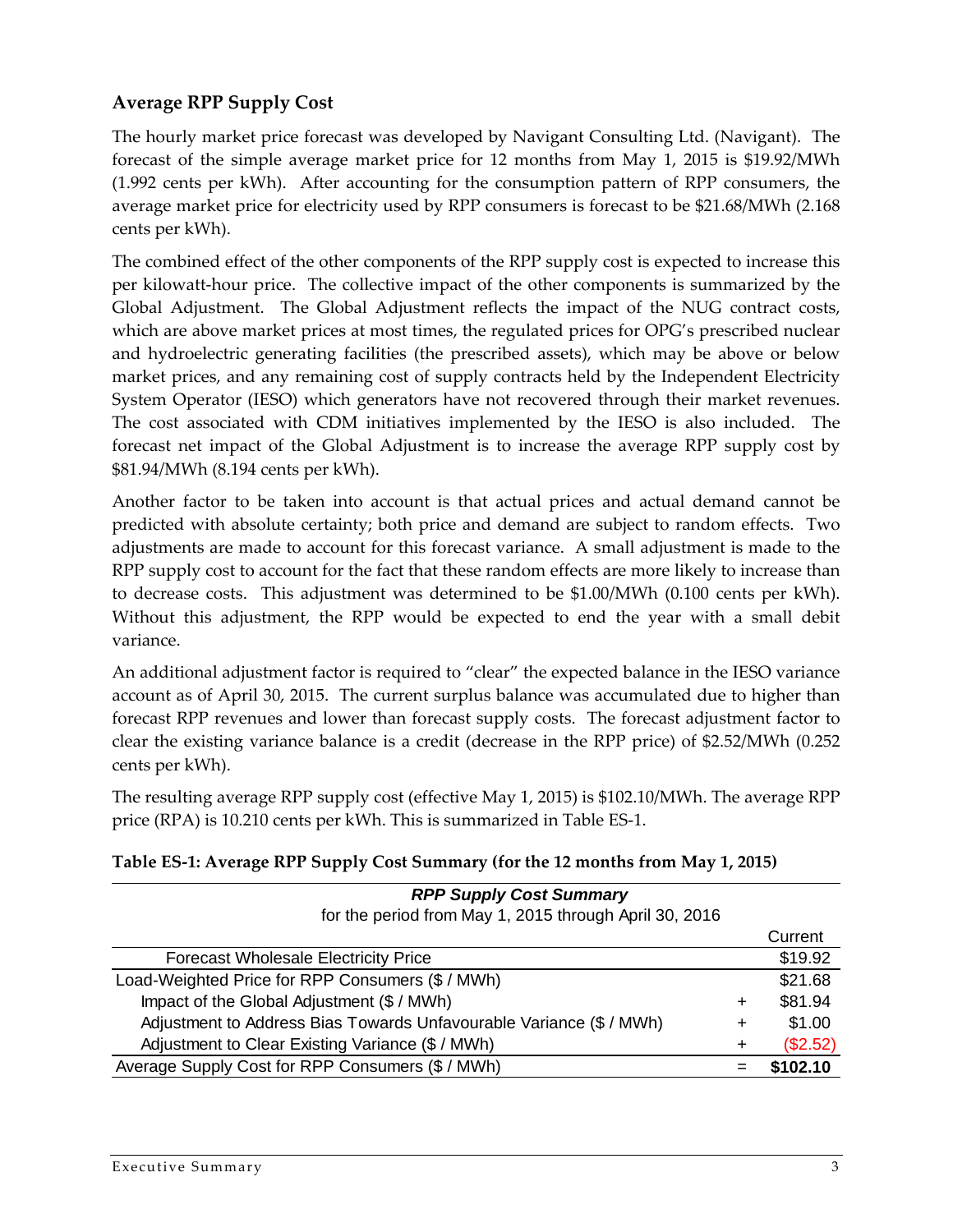## Average RPP Supply Cost

The hourly market price forecast was developed by Navigant Consulting Ltd. (Navigant). The forecast of the simple average market price for 12 months from May 1, 2015 is \$19.92/MWh (1.992 cents per kWh). After accounting for the consumption pattern of RPP consumers, the average market price for electricity used by RPP consumers is forecast to be \$21.68/MWh (2.168 cents per kWh).

The combined effect of the other components of the RPP supply cost is expected to increase this per kilowatt-hour price. The collective impact of the other components is summarized by the Global Adjustment. The Global Adjustment reflects the impact of the NUG contract costs, which are above market prices at most times, the regulated prices for OPG's prescribed nuclear and hydroelectric generating facilities (the prescribed assets), which may be above or below market prices, and any remaining cost of supply contracts held by the Independent Electricity System Operator (IESO) which generators have not recovered through their market revenues. The cost associated with CDM initiatives implemented by the IESO is also included. The forecast net impact of the Global Adjustment is to increase the average RPP supply cost by \$81.94/MWh (8.194 cents per kWh).

Another factor to be taken into account is that actual prices and actual demand cannot be predicted with absolute certainty; both price and demand are subject to random effects. Two adjustments are made to account for this forecast variance. A small adjustment is made to the RPP supply cost to account for the fact that these random effects are more likely to increase than to decrease costs. This adjustment was determined to be \$1.00/MWh (0.100 cents per kWh). Without this adjustment, the RPP would be expected to end the year with a small debit variance.

An additional adjustment factor is required to "clear" the expected balance in the IESO variance account as of April 30, 2015. The current surplus balance was accumulated due to higher than forecast RPP revenues and lower than forecast supply costs. The forecast adjustment factor to clear the existing variance balance is a credit (decrease in the RPP price) of \$2.52/MWh (0.252 cents per kWh).

The resulting average RPP supply cost (effective May 1, 2015) is \$102.10/MWh. The average RPP price (RPA) is 10.210 cents per kWh. This is summarized in Table ES-1.

**Table ES-1: Average RPP Supply Cost Summary (for the 12 months from May 1, 2015)**

| ***RPP Supply Cost Summary*** for the period from May 1, 2015 through April 30, 2016 | | Current |
|---|---|---|
| Forecast Wholesale Electricity Price | | \$19.92 |
| Load-Weighted Price for RPP Consumers (\$ / MWh) | | \$21.68 |
| Impact of the Global Adjustment (\$ / MWh) | + | \$81.94 |
| Adjustment to Address Bias Towards Unfavourable Variance (\$ / MWh) | + | \$1.00 |
| Adjustment to Clear Existing Variance (\$ / MWh) | + | (\$2.52) |
| Average Supply Cost for RPP Consumers (\$ / MWh) | = | **\$102.10** |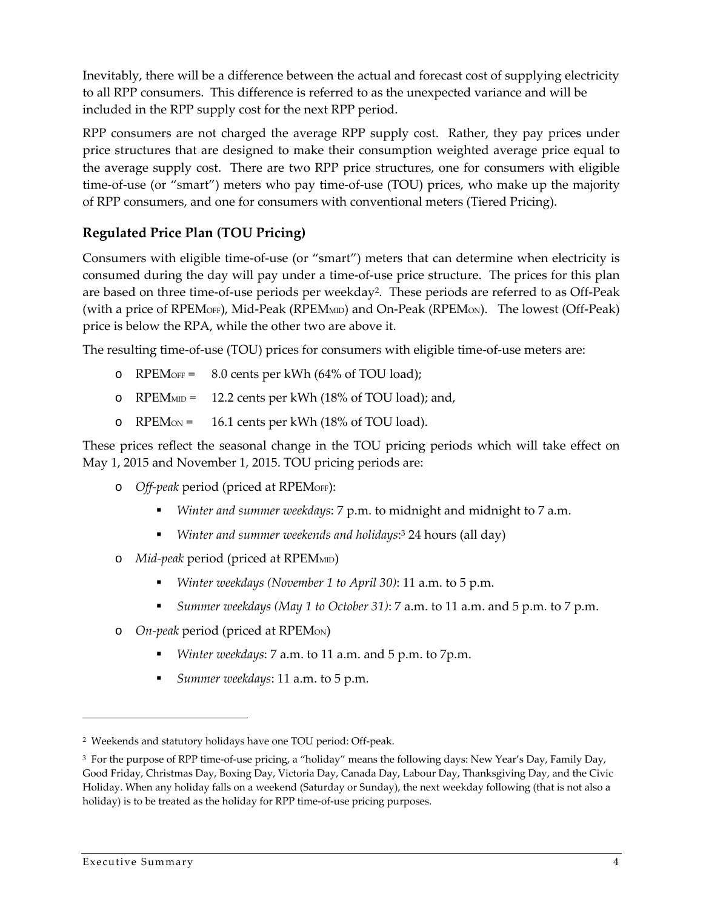Inevitably, there will be a difference between the actual and forecast cost of supplying electricity to all RPP consumers. This difference is referred to as the unexpected variance and will be included in the RPP supply cost for the next RPP period.

RPP consumers are not charged the average RPP supply cost. Rather, they pay prices under price structures that are designed to make their consumption weighted average price equal to the average supply cost. There are two RPP price structures, one for consumers with eligible time-of-use (or "smart") meters who pay time-of-use (TOU) prices, who make up the majority of RPP consumers, and one for consumers with conventional meters (Tiered Pricing).

## Regulated Price Plan (TOU Pricing)

Consumers with eligible time-of-use (or "smart") meters that can determine when electricity is consumed during the day will pay under a time-of-use price structure. The prices for this plan are based on three time-of-use periods per weekday[2]. These periods are referred to as Off-Peak (with a price of $RPEM_{OFF}$), Mid-Peak ($RPEM_{MID}$) and On-Peak ($RPEM_{ON}$). The lowest (Off-Peak) price is below the RPA, while the other two are above it.

The resulting time-of-use (TOU) prices for consumers with eligible time-of-use meters are:

- $RPEM_{OFF}$ = 8.0 cents per kWh (64% of TOU load);
- $RPEM_{MID}$ = 12.2 cents per kWh (18% of TOU load); and,
- $RPEM_{ON}$ = 16.1 cents per kWh (18% of TOU load).

These prices reflect the seasonal change in the TOU pricing periods which will take effect on May 1, 2015 and November 1, 2015. TOU pricing periods are:

- *Off-peak* period (priced at $RPEM_{OFF}$):
  - *Winter and summer weekdays*: 7 p.m. to midnight and midnight to 7 a.m.
  - *Winter and summer weekends and holidays*:[3] 24 hours (all day)
- *Mid-peak* period (priced at $RPEM_{MID}$)
  - *Winter weekdays (November 1 to April 30)*: 11 a.m. to 5 p.m.
  - *Summer weekdays (May 1 to October 31)*: 7 a.m. to 11 a.m. and 5 p.m. to 7 p.m.
- *On-peak* period (priced at $RPEM_{ON}$)
  - *Winter weekdays*: 7 a.m. to 11 a.m. and 5 p.m. to 7p.m.
  - *Summer weekdays*: 11 a.m. to 5 p.m.

---

[2] Weekends and statutory holidays have one TOU period: Off-peak.

[3] For the purpose of RPP time-of-use pricing, a "holiday" means the following days: New Year's Day, Family Day, Good Friday, Christmas Day, Boxing Day, Victoria Day, Canada Day, Labour Day, Thanksgiving Day, and the Civic Holiday. When any holiday falls on a weekend (Saturday or Sunday), the next weekday following (that is not also a holiday) is to be treated as the holiday for RPP time-of-use pricing purposes.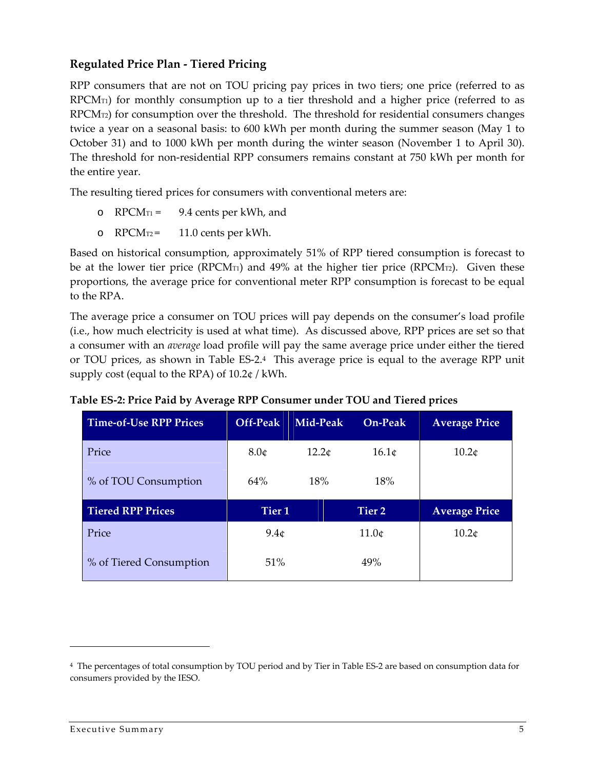### Regulated Price Plan - Tiered Pricing

RPP consumers that are not on TOU pricing pay prices in two tiers; one price (referred to as $RPCM_{T1}$) for monthly consumption up to a tier threshold and a higher price (referred to as $RPCM_{T2}$) for consumption over the threshold. The threshold for residential consumers changes twice a year on a seasonal basis: to 600 kWh per month during the summer season (May 1 to October 31) and to 1000 kWh per month during the winter season (November 1 to April 30). The threshold for non-residential RPP consumers remains constant at 750 kWh per month for the entire year.

The resulting tiered prices for consumers with conventional meters are:

- $RPCM_{T1}$ = 9.4 cents per kWh, and
- $RPCM_{T2}$ = 11.0 cents per kWh.

Based on historical consumption, approximately 51% of RPP tiered consumption is forecast to be at the lower tier price ($RPCM_{T1}$) and 49% at the higher tier price ($RPCM_{T2}$). Given these proportions, the average price for conventional meter RPP consumption is forecast to be equal to the RPA.

The average price a consumer on TOU prices will pay depends on the consumer's load profile (i.e., how much electricity is used at what time). As discussed above, RPP prices are set so that a consumer with an *average* load profile will pay the same average price under either the tiered or TOU prices, as shown in Table ES-2.[4] This average price is equal to the average RPP unit supply cost (equal to the RPA) of 10.2¢ / kWh.

**Table ES-2: Price Paid by Average RPP Consumer under TOU and Tiered prices**

| Time-of-Use RPP Prices | Off-Peak | Mid-Peak | On-Peak | Average Price |
|---|---|---|---|---|
| Price | 8.0¢ | 12.2¢ | 16.1¢ | 10.2¢ |
| % of TOU Consumption | 64% | 18% | 18% | |
| **Tiered RPP Prices** | **Tier 1** | | **Tier 2** | **Average Price** |
| Price | 9.4¢ | | 11.0¢ | 10.2¢ |
| % of Tiered Consumption | 51% | | 49% | |

[4] The percentages of total consumption by TOU period and by Tier in Table ES-2 are based on consumption data for consumers provided by the IESO.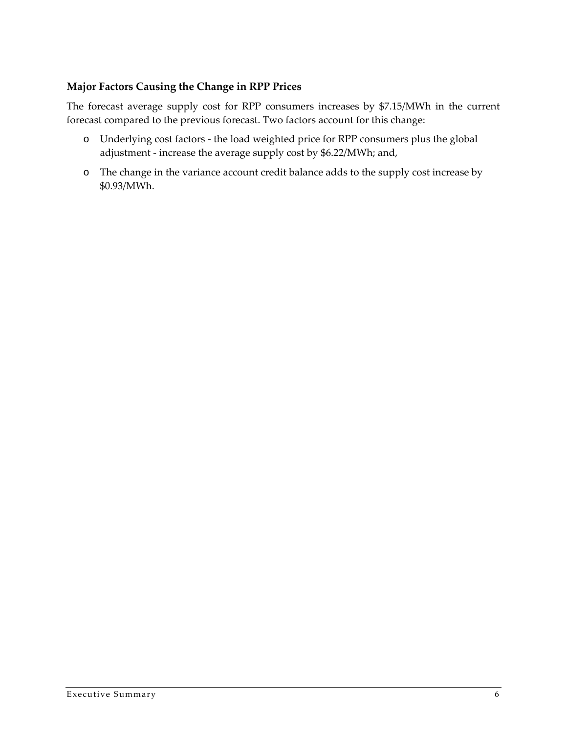### Major Factors Causing the Change in RPP Prices

The forecast average supply cost for RPP consumers increases by $7.15/MWh in the current forecast compared to the previous forecast. Two factors account for this change:

- Underlying cost factors - the load weighted price for RPP consumers plus the global adjustment - increase the average supply cost by $6.22/MWh; and,
- The change in the variance account credit balance adds to the supply cost increase by $0.93/MWh.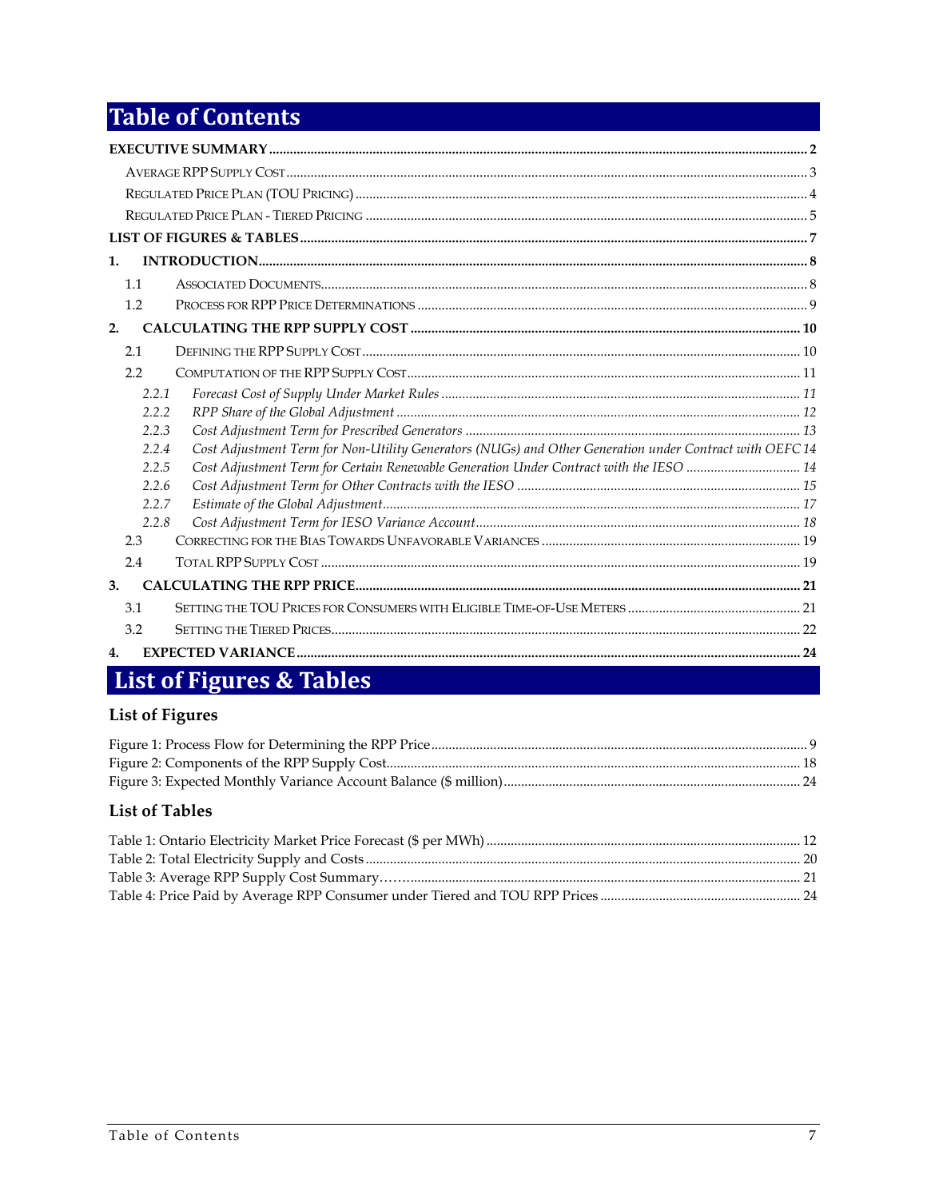# Table of Contents

**EXECUTIVE SUMMARY** .......... 2

- AVERAGE RPP SUPPLY COST .......... 3
- REGULATED PRICE PLAN (TOU PRICING) .......... 4
- REGULATED PRICE PLAN - TIERED PRICING .......... 5

**LIST OF FIGURES & TABLES** .......... 7

**1. INTRODUCTION** .......... 8

- 1.1 ASSOCIATED DOCUMENTS .......... 8
- 1.2 PROCESS FOR RPP PRICE DETERMINATIONS .......... 9

**2. CALCULATING THE RPP SUPPLY COST** .......... 10

- 2.1 DEFINING THE RPP SUPPLY COST .......... 10
- 2.2 COMPUTATION OF THE RPP SUPPLY COST .......... 11
  - *2.2.1 Forecast Cost of Supply Under Market Rules* .......... 11
  - *2.2.2 RPP Share of the Global Adjustment* .......... 12
  - *2.2.3 Cost Adjustment Term for Prescribed Generators* .......... 13
  - *2.2.4 Cost Adjustment Term for Non-Utility Generators (NUGs) and Other Generation under Contract with OEFC* 14
  - *2.2.5 Cost Adjustment Term for Certain Renewable Generation Under Contract with the IESO* .......... 14
  - *2.2.6 Cost Adjustment Term for Other Contracts with the IESO* .......... 15
  - *2.2.7 Estimate of the Global Adjustment* .......... 17
  - *2.2.8 Cost Adjustment Term for IESO Variance Account* .......... 18
- 2.3 CORRECTING FOR THE BIAS TOWARDS UNFAVORABLE VARIANCES .......... 19
- 2.4 TOTAL RPP SUPPLY COST .......... 19

**3. CALCULATING THE RPP PRICE** .......... 21

- 3.1 SETTING THE TOU PRICES FOR CONSUMERS WITH ELIGIBLE TIME-OF-USE METERS .......... 21
- 3.2 SETTING THE TIERED PRICES .......... 22

**4. EXPECTED VARIANCE** .......... 24

# List of Figures & Tables

## List of Figures

Figure 1: Process Flow for Determining the RPP Price .......... 9
Figure 2: Components of the RPP Supply Cost .......... 18
Figure 3: Expected Monthly Variance Account Balance ($ million) .......... 24

## List of Tables

Table 1: Ontario Electricity Market Price Forecast ($ per MWh) .......... 12
Table 2: Total Electricity Supply and Costs .......... 20
Table 3: Average RPP Supply Cost Summary .......... 21
Table 4: Price Paid by Average RPP Consumer under Tiered and TOU RPP Prices .......... 24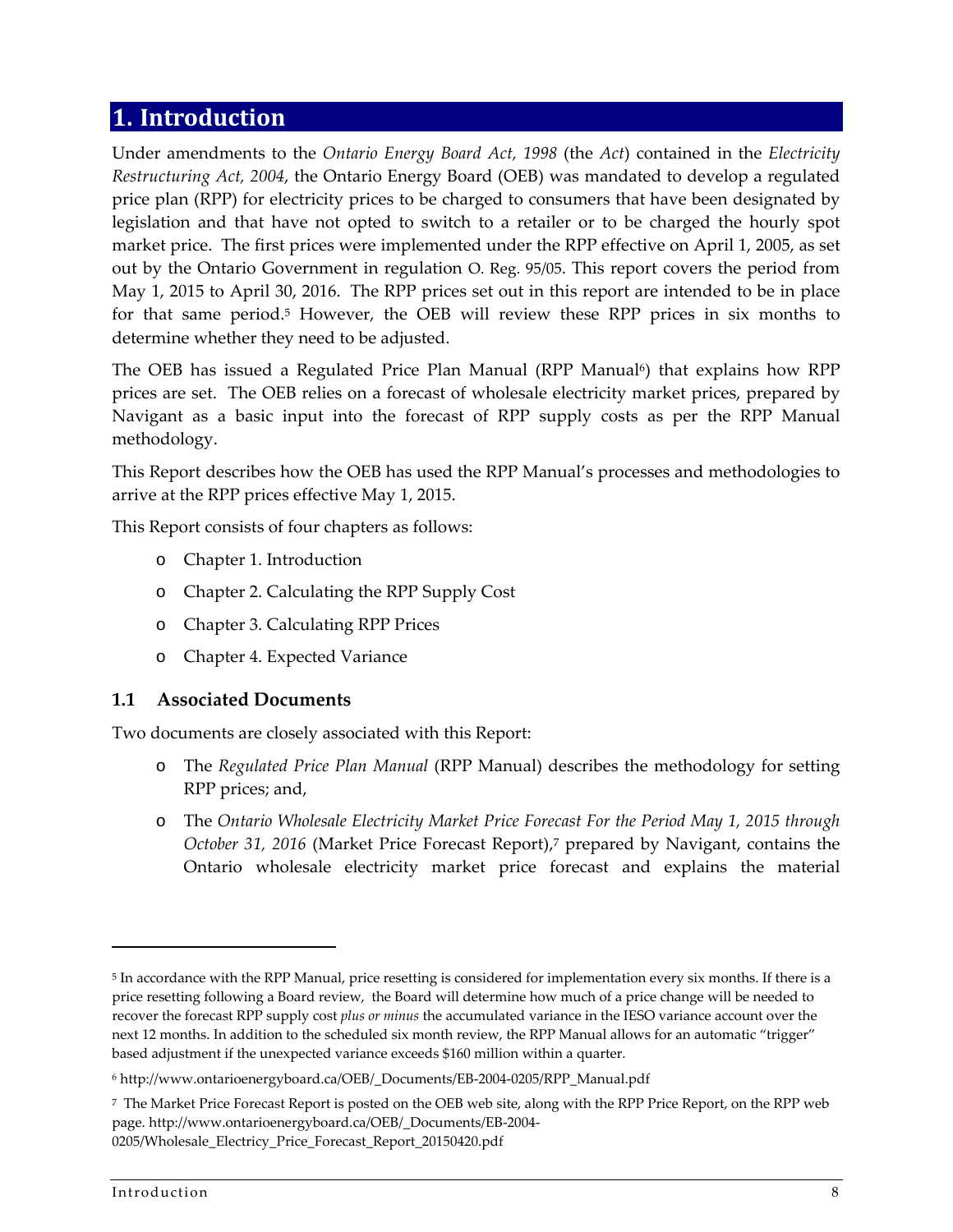# 1. Introduction

Under amendments to the *Ontario Energy Board Act, 1998* (the *Act*) contained in the *Electricity Restructuring Act, 2004*, the Ontario Energy Board (OEB) was mandated to develop a regulated price plan (RPP) for electricity prices to be charged to consumers that have been designated by legislation and that have not opted to switch to a retailer or to be charged the hourly spot market price. The first prices were implemented under the RPP effective on April 1, 2005, as set out by the Ontario Government in regulation O. Reg. 95/05. This report covers the period from May 1, 2015 to April 30, 2016. The RPP prices set out in this report are intended to be in place for that same period.[5] However, the OEB will review these RPP prices in six months to determine whether they need to be adjusted.

The OEB has issued a Regulated Price Plan Manual (RPP Manual[6]) that explains how RPP prices are set. The OEB relies on a forecast of wholesale electricity market prices, prepared by Navigant as a basic input into the forecast of RPP supply costs as per the RPP Manual methodology.

This Report describes how the OEB has used the RPP Manual's processes and methodologies to arrive at the RPP prices effective May 1, 2015.

This Report consists of four chapters as follows:

- Chapter 1. Introduction
- Chapter 2. Calculating the RPP Supply Cost
- Chapter 3. Calculating RPP Prices
- Chapter 4. Expected Variance

## 1.1 Associated Documents

Two documents are closely associated with this Report:

- The *Regulated Price Plan Manual* (RPP Manual) describes the methodology for setting RPP prices; and,
- The *Ontario Wholesale Electricity Market Price Forecast For the Period May 1, 2015 through October 31, 2016* (Market Price Forecast Report),[7] prepared by Navigant, contains the Ontario wholesale electricity market price forecast and explains the material

---

[5] In accordance with the RPP Manual, price resetting is considered for implementation every six months. If there is a price resetting following a Board review, the Board will determine how much of a price change will be needed to recover the forecast RPP supply cost *plus or minus* the accumulated variance in the IESO variance account over the next 12 months. In addition to the scheduled six month review, the RPP Manual allows for an automatic "trigger" based adjustment if the unexpected variance exceeds $160 million within a quarter.

[6] http://www.ontarioenergyboard.ca/OEB/_Documents/EB-2004-0205/RPP_Manual.pdf

[7] The Market Price Forecast Report is posted on the OEB web site, along with the RPP Price Report, on the RPP web page. http://www.ontarioenergyboard.ca/OEB/_Documents/EB-2004-0205/Wholesale_Electricy_Price_Forecast_Report_20150420.pdf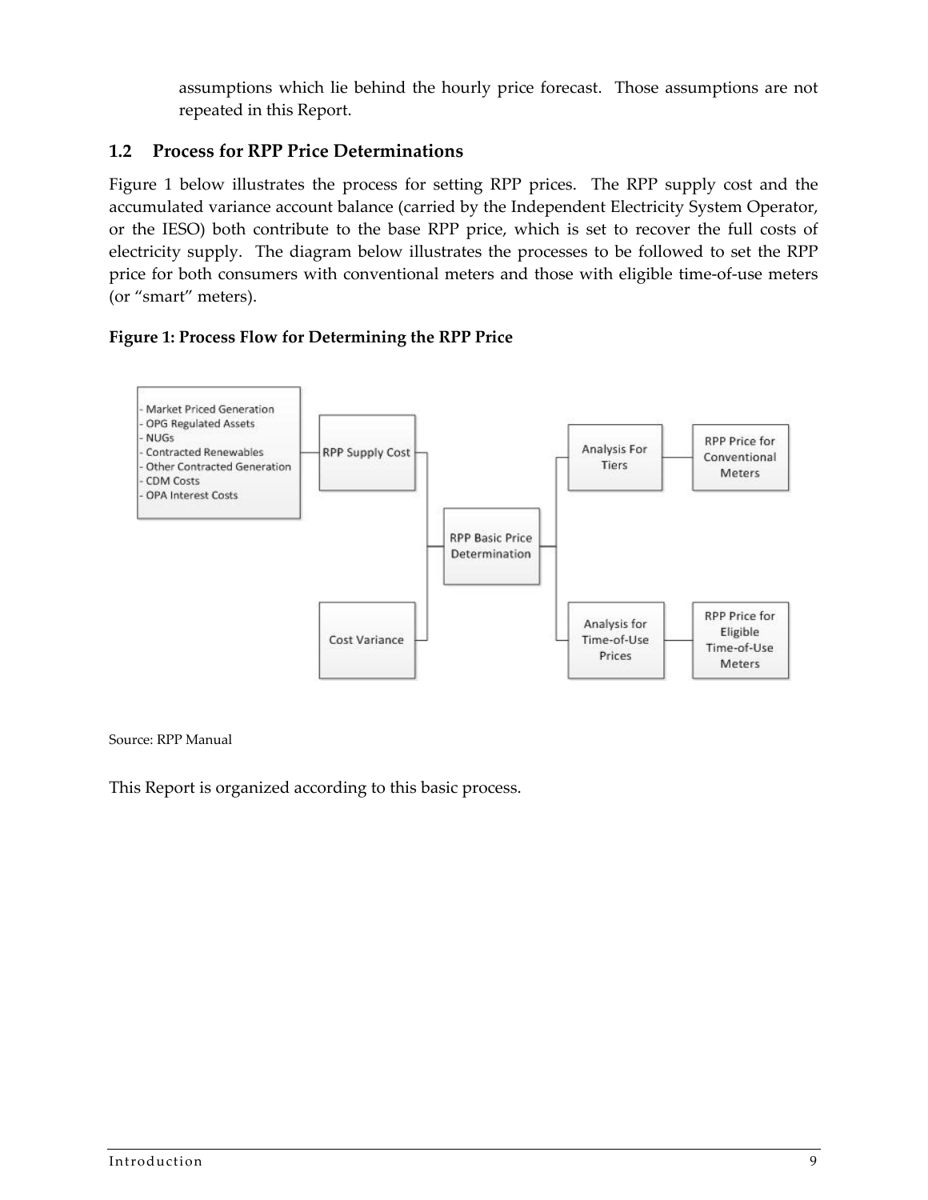assumptions which lie behind the hourly price forecast. Those assumptions are not repeated in this Report.

## 1.2 Process for RPP Price Determinations

Figure 1 below illustrates the process for setting RPP prices. The RPP supply cost and the accumulated variance account balance (carried by the Independent Electricity System Operator, or the IESO) both contribute to the base RPP price, which is set to recover the full costs of electricity supply. The diagram below illustrates the processes to be followed to set the RPP price for both consumers with conventional meters and those with eligible time-of-use meters (or "smart" meters).

**Figure 1: Process Flow for Determining the RPP Price**

- Market Priced Generation
- OPG Regulated Assets
- NUGs
- Contracted Renewables
- Other Contracted Generation
- CDM Costs
- OPA Interest Costs

RPP Supply Cost

Cost Variance

RPP Basic Price Determination

Analysis For Tiers

RPP Price for Conventional Meters

Analysis for Time-of-Use Prices

RPP Price for Eligible Time-of-Use Meters

Source: RPP Manual

This Report is organized according to this basic process.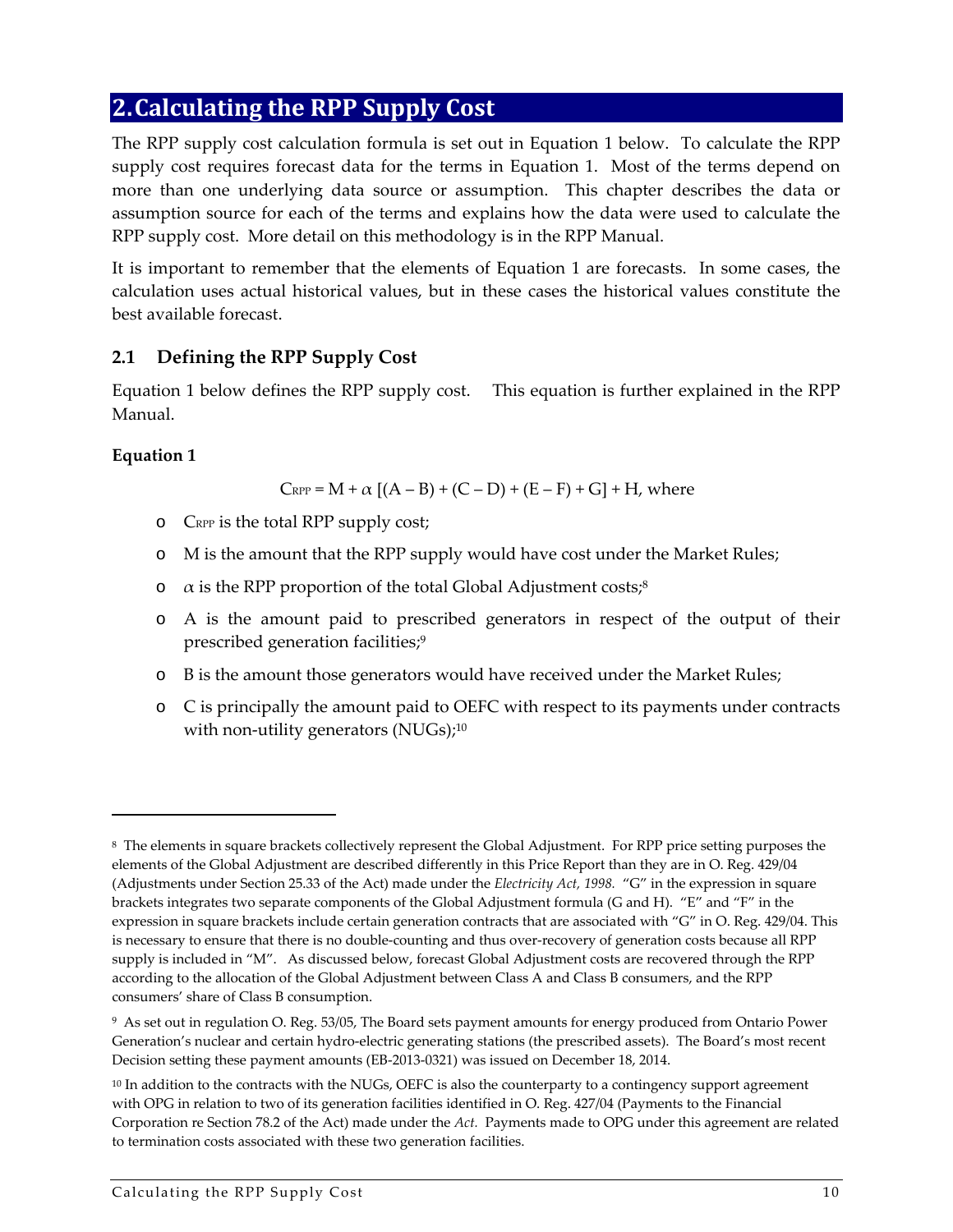## 2. Calculating the RPP Supply Cost

The RPP supply cost calculation formula is set out in Equation 1 below. To calculate the RPP supply cost requires forecast data for the terms in Equation 1. Most of the terms depend on more than one underlying data source or assumption. This chapter describes the data or assumption source for each of the terms and explains how the data were used to calculate the RPP supply cost. More detail on this methodology is in the RPP Manual.

It is important to remember that the elements of Equation 1 are forecasts. In some cases, the calculation uses actual historical values, but in these cases the historical values constitute the best available forecast.

### 2.1 Defining the RPP Supply Cost

Equation 1 below defines the RPP supply cost. This equation is further explained in the RPP Manual.

**Equation 1**

$$C_{RPP} = M + \alpha \, [(A - B) + (C - D) + (E - F) + G] + H, \text{ where}$$

- $C_{RPP}$ is the total RPP supply cost;
- M is the amount that the RPP supply would have cost under the Market Rules;
- $\alpha$ is the RPP proportion of the total Global Adjustment costs;[8]
- A is the amount paid to prescribed generators in respect of the output of their prescribed generation facilities;[9]
- B is the amount those generators would have received under the Market Rules;
- C is principally the amount paid to OEFC with respect to its payments under contracts with non-utility generators (NUGs);[10]

---

[8] The elements in square brackets collectively represent the Global Adjustment. For RPP price setting purposes the elements of the Global Adjustment are described differently in this Price Report than they are in O. Reg. 429/04 (Adjustments under Section 25.33 of the Act) made under the *Electricity Act, 1998.* "G" in the expression in square brackets integrates two separate components of the Global Adjustment formula (G and H). "E" and "F" in the expression in square brackets include certain generation contracts that are associated with "G" in O. Reg. 429/04. This is necessary to ensure that there is no double-counting and thus over-recovery of generation costs because all RPP supply is included in "M". As discussed below, forecast Global Adjustment costs are recovered through the RPP according to the allocation of the Global Adjustment between Class A and Class B consumers, and the RPP consumers' share of Class B consumption.

[9] As set out in regulation O. Reg. 53/05, The Board sets payment amounts for energy produced from Ontario Power Generation's nuclear and certain hydro-electric generating stations (the prescribed assets). The Board's most recent Decision setting these payment amounts (EB-2013-0321) was issued on December 18, 2014.

[10] In addition to the contracts with the NUGs, OEFC is also the counterparty to a contingency support agreement with OPG in relation to two of its generation facilities identified in O. Reg. 427/04 (Payments to the Financial Corporation re Section 78.2 of the Act) made under the *Act.* Payments made to OPG under this agreement are related to termination costs associated with these two generation facilities.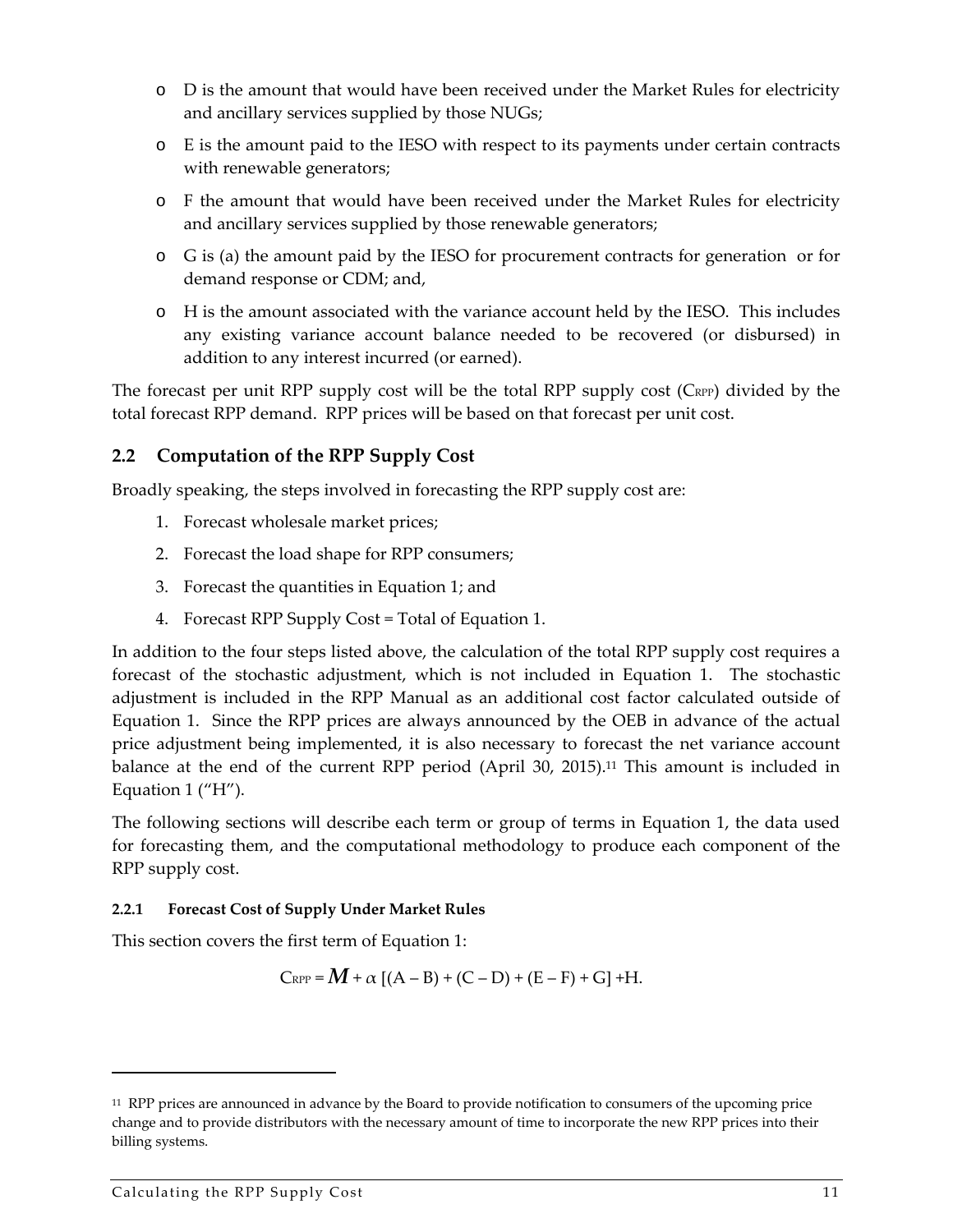- D is the amount that would have been received under the Market Rules for electricity and ancillary services supplied by those NUGs;
- E is the amount paid to the IESO with respect to its payments under certain contracts with renewable generators;
- F the amount that would have been received under the Market Rules for electricity and ancillary services supplied by those renewable generators;
- G is (a) the amount paid by the IESO for procurement contracts for generation or for demand response or CDM; and,
- H is the amount associated with the variance account held by the IESO. This includes any existing variance account balance needed to be recovered (or disbursed) in addition to any interest incurred (or earned).

The forecast per unit RPP supply cost will be the total RPP supply cost ($C_{RPP}$) divided by the total forecast RPP demand. RPP prices will be based on that forecast per unit cost.

## 2.2 Computation of the RPP Supply Cost

Broadly speaking, the steps involved in forecasting the RPP supply cost are:

1. Forecast wholesale market prices;
2. Forecast the load shape for RPP consumers;
3. Forecast the quantities in Equation 1; and
4. Forecast RPP Supply Cost = Total of Equation 1.

In addition to the four steps listed above, the calculation of the total RPP supply cost requires a forecast of the stochastic adjustment, which is not included in Equation 1. The stochastic adjustment is included in the RPP Manual as an additional cost factor calculated outside of Equation 1. Since the RPP prices are always announced by the OEB in advance of the actual price adjustment being implemented, it is also necessary to forecast the net variance account balance at the end of the current RPP period (April 30, 2015).[11] This amount is included in Equation 1 ("H").

The following sections will describe each term or group of terms in Equation 1, the data used for forecasting them, and the computational methodology to produce each component of the RPP supply cost.

#### 2.2.1 Forecast Cost of Supply Under Market Rules

This section covers the first term of Equation 1:

$$C_{RPP} = \boldsymbol{M} + \alpha\ [(A - B) + (C - D) + (E - F) + G] + H.$$

---

[11] RPP prices are announced in advance by the Board to provide notification to consumers of the upcoming price change and to provide distributors with the necessary amount of time to incorporate the new RPP prices into their billing systems.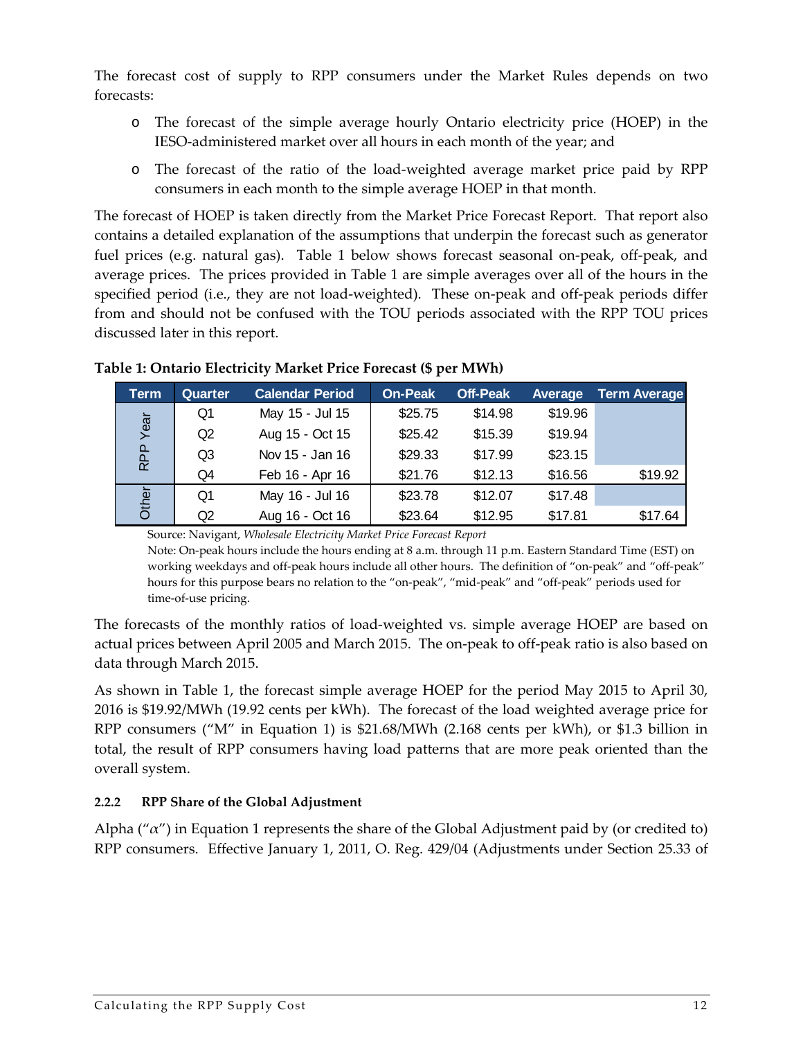The forecast cost of supply to RPP consumers under the Market Rules depends on two forecasts:

- The forecast of the simple average hourly Ontario electricity price (HOEP) in the IESO-administered market over all hours in each month of the year; and
- The forecast of the ratio of the load-weighted average market price paid by RPP consumers in each month to the simple average HOEP in that month.

The forecast of HOEP is taken directly from the Market Price Forecast Report. That report also contains a detailed explanation of the assumptions that underpin the forecast such as generator fuel prices (e.g. natural gas). Table 1 below shows forecast seasonal on-peak, off-peak, and average prices. The prices provided in Table 1 are simple averages over all of the hours in the specified period (i.e., they are not load-weighted). These on-peak and off-peak periods differ from and should not be confused with the TOU periods associated with the RPP TOU prices discussed later in this report.

**Table 1: Ontario Electricity Market Price Forecast ($ per MWh)**

| Term | Quarter | Calendar Period | On-Peak | Off-Peak | Average | Term Average |
|---|---|---|---|---|---|---|
| RPP Year | Q1 | May 15 - Jul 15 | $25.75 | $14.98 | $19.96 | |
| | Q2 | Aug 15 - Oct 15 | $25.42 | $15.39 | $19.94 | |
| | Q3 | Nov 15 - Jan 16 | $29.33 | $17.99 | $23.15 | |
| | Q4 | Feb 16 - Apr 16 | $21.76 | $12.13 | $16.56 | $19.92 |
| Other | Q1 | May 16 - Jul 16 | $23.78 | $12.07 | $17.48 | |
| | Q2 | Aug 16 - Oct 16 | $23.64 | $12.95 | $17.81 | $17.64 |

Source: Navigant, *Wholesale Electricity Market Price Forecast Report*

Note: On-peak hours include the hours ending at 8 a.m. through 11 p.m. Eastern Standard Time (EST) on working weekdays and off-peak hours include all other hours. The definition of "on-peak" and "off-peak" hours for this purpose bears no relation to the "on-peak", "mid-peak" and "off-peak" periods used for time-of-use pricing.

The forecasts of the monthly ratios of load-weighted vs. simple average HOEP are based on actual prices between April 2005 and March 2015. The on-peak to off-peak ratio is also based on data through March 2015.

As shown in Table 1, the forecast simple average HOEP for the period May 2015 to April 30, 2016 is $19.92/MWh (19.92 cents per kWh). The forecast of the load weighted average price for RPP consumers ("M" in Equation 1) is $21.68/MWh (2.168 cents per kWh), or $1.3 billion in total, the result of RPP consumers having load patterns that are more peak oriented than the overall system.

### 2.2.2 RPP Share of the Global Adjustment

Alpha ("$\alpha$") in Equation 1 represents the share of the Global Adjustment paid by (or credited to) RPP consumers. Effective January 1, 2011, O. Reg. 429/04 (Adjustments under Section 25.33 of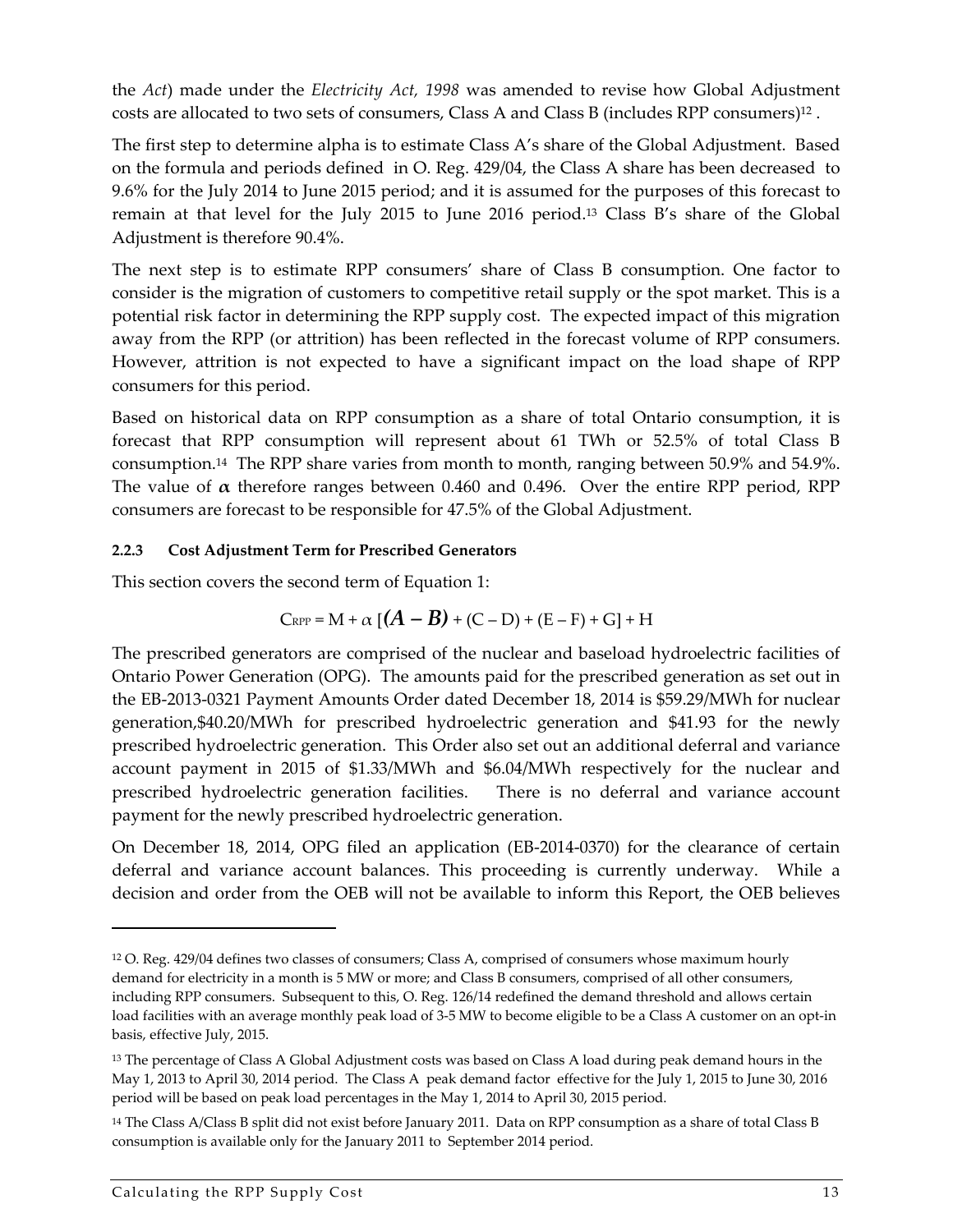the *Act*) made under the *Electricity Act, 1998* was amended to revise how Global Adjustment costs are allocated to two sets of consumers, Class A and Class B (includes RPP consumers)[12] .

The first step to determine alpha is to estimate Class A's share of the Global Adjustment. Based on the formula and periods defined in O. Reg. 429/04, the Class A share has been decreased to 9.6% for the July 2014 to June 2015 period; and it is assumed for the purposes of this forecast to remain at that level for the July 2015 to June 2016 period.[13] Class B's share of the Global Adjustment is therefore 90.4%.

The next step is to estimate RPP consumers' share of Class B consumption. One factor to consider is the migration of customers to competitive retail supply or the spot market. This is a potential risk factor in determining the RPP supply cost. The expected impact of this migration away from the RPP (or attrition) has been reflected in the forecast volume of RPP consumers. However, attrition is not expected to have a significant impact on the load shape of RPP consumers for this period.

Based on historical data on RPP consumption as a share of total Ontario consumption, it is forecast that RPP consumption will represent about 61 TWh or 52.5% of total Class B consumption.[14] The RPP share varies from month to month, ranging between 50.9% and 54.9%. The value of $\boldsymbol{\alpha}$ therefore ranges between 0.460 and 0.496. Over the entire RPP period, RPP consumers are forecast to be responsible for 47.5% of the Global Adjustment.

### 2.2.3 Cost Adjustment Term for Prescribed Generators

This section covers the second term of Equation 1:

$$C_{RPP} = M + \alpha \, [\boldsymbol{(A - B)} + (C - D) + (E - F) + G] + H$$

The prescribed generators are comprised of the nuclear and baseload hydroelectric facilities of Ontario Power Generation (OPG). The amounts paid for the prescribed generation as set out in the EB-2013-0321 Payment Amounts Order dated December 18, 2014 is $59.29/MWh for nuclear generation,$40.20/MWh for prescribed hydroelectric generation and $41.93 for the newly prescribed hydroelectric generation. This Order also set out an additional deferral and variance account payment in 2015 of $1.33/MWh and $6.04/MWh respectively for the nuclear and prescribed hydroelectric generation facilities. There is no deferral and variance account payment for the newly prescribed hydroelectric generation.

On December 18, 2014, OPG filed an application (EB-2014-0370) for the clearance of certain deferral and variance account balances. This proceeding is currently underway. While a decision and order from the OEB will not be available to inform this Report, the OEB believes

---

[12] O. Reg. 429/04 defines two classes of consumers; Class A, comprised of consumers whose maximum hourly demand for electricity in a month is 5 MW or more; and Class B consumers, comprised of all other consumers, including RPP consumers. Subsequent to this, O. Reg. 126/14 redefined the demand threshold and allows certain load facilities with an average monthly peak load of 3-5 MW to become eligible to be a Class A customer on an opt-in basis, effective July, 2015.

[13] The percentage of Class A Global Adjustment costs was based on Class A load during peak demand hours in the May 1, 2013 to April 30, 2014 period. The Class A peak demand factor effective for the July 1, 2015 to June 30, 2016 period will be based on peak load percentages in the May 1, 2014 to April 30, 2015 period.

[14] The Class A/Class B split did not exist before January 2011. Data on RPP consumption as a share of total Class B consumption is available only for the January 2011 to September 2014 period.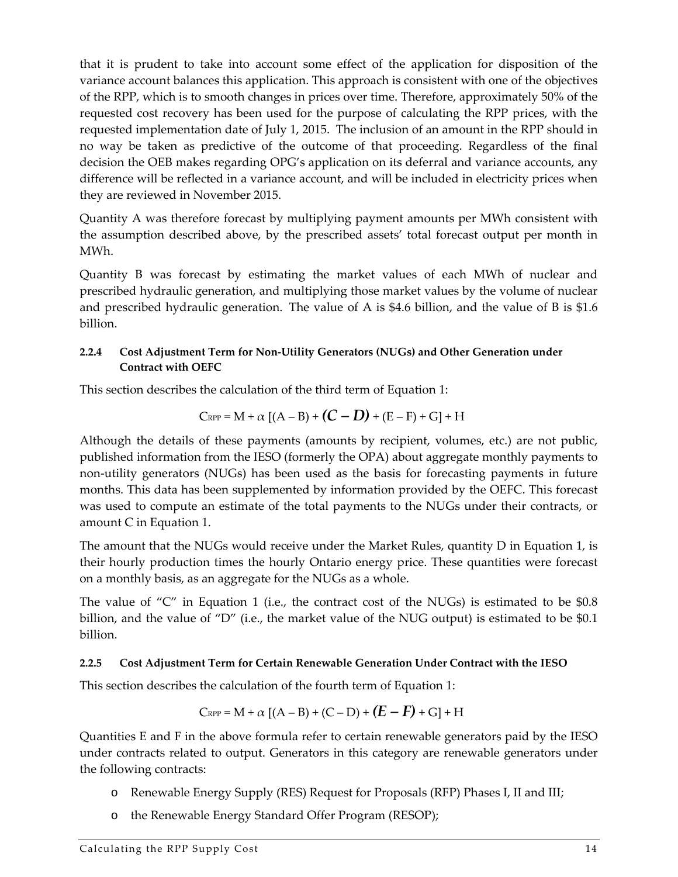that it is prudent to take into account some effect of the application for disposition of the variance account balances this application. This approach is consistent with one of the objectives of the RPP, which is to smooth changes in prices over time. Therefore, approximately 50% of the requested cost recovery has been used for the purpose of calculating the RPP prices, with the requested implementation date of July 1, 2015. The inclusion of an amount in the RPP should in no way be taken as predictive of the outcome of that proceeding. Regardless of the final decision the OEB makes regarding OPG's application on its deferral and variance accounts, any difference will be reflected in a variance account, and will be included in electricity prices when they are reviewed in November 2015.

Quantity A was therefore forecast by multiplying payment amounts per MWh consistent with the assumption described above, by the prescribed assets' total forecast output per month in MWh.

Quantity B was forecast by estimating the market values of each MWh of nuclear and prescribed hydraulic generation, and multiplying those market values by the volume of nuclear and prescribed hydraulic generation. The value of A is $4.6 billion, and the value of B is $1.6 billion.

#### 2.2.4 Cost Adjustment Term for Non-Utility Generators (NUGs) and Other Generation under Contract with OEFC

This section describes the calculation of the third term of Equation 1:

$$C_{RPP} = M + \alpha\,[(A - B) + \boldsymbol{(C - D)} + (E - F) + G] + H$$

Although the details of these payments (amounts by recipient, volumes, etc.) are not public, published information from the IESO (formerly the OPA) about aggregate monthly payments to non-utility generators (NUGs) has been used as the basis for forecasting payments in future months. This data has been supplemented by information provided by the OEFC. This forecast was used to compute an estimate of the total payments to the NUGs under their contracts, or amount C in Equation 1.

The amount that the NUGs would receive under the Market Rules, quantity D in Equation 1, is their hourly production times the hourly Ontario energy price. These quantities were forecast on a monthly basis, as an aggregate for the NUGs as a whole.

The value of "C" in Equation 1 (i.e., the contract cost of the NUGs) is estimated to be $0.8 billion, and the value of "D" (i.e., the market value of the NUG output) is estimated to be $0.1 billion.

#### 2.2.5 Cost Adjustment Term for Certain Renewable Generation Under Contract with the IESO

This section describes the calculation of the fourth term of Equation 1:

$$C_{RPP} = M + \alpha\,[(A - B) + (C - D) + \boldsymbol{(E - F)} + G] + H$$

Quantities E and F in the above formula refer to certain renewable generators paid by the IESO under contracts related to output. Generators in this category are renewable generators under the following contracts:

- Renewable Energy Supply (RES) Request for Proposals (RFP) Phases I, II and III;
- the Renewable Energy Standard Offer Program (RESOP);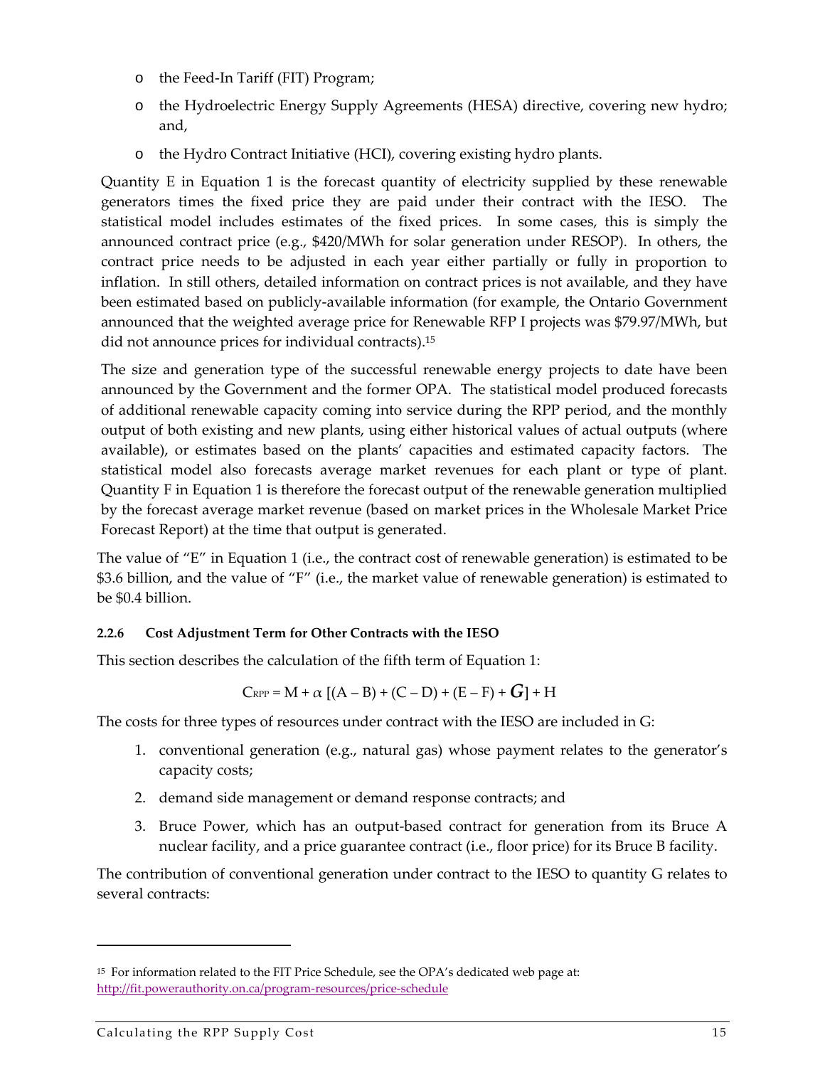- the Feed-In Tariff (FIT) Program;
- the Hydroelectric Energy Supply Agreements (HESA) directive, covering new hydro; and,
- the Hydro Contract Initiative (HCI), covering existing hydro plants.

Quantity E in Equation 1 is the forecast quantity of electricity supplied by these renewable generators times the fixed price they are paid under their contract with the IESO. The statistical model includes estimates of the fixed prices. In some cases, this is simply the announced contract price (e.g., \$420/MWh for solar generation under RESOP). In others, the contract price needs to be adjusted in each year either partially or fully in proportion to inflation. In still others, detailed information on contract prices is not available, and they have been estimated based on publicly-available information (for example, the Ontario Government announced that the weighted average price for Renewable RFP I projects was \$79.97/MWh, but did not announce prices for individual contracts).[15]

The size and generation type of the successful renewable energy projects to date have been announced by the Government and the former OPA. The statistical model produced forecasts of additional renewable capacity coming into service during the RPP period, and the monthly output of both existing and new plants, using either historical values of actual outputs (where available), or estimates based on the plants' capacities and estimated capacity factors. The statistical model also forecasts average market revenues for each plant or type of plant. Quantity F in Equation 1 is therefore the forecast output of the renewable generation multiplied by the forecast average market revenue (based on market prices in the Wholesale Market Price Forecast Report) at the time that output is generated.

The value of "E" in Equation 1 (i.e., the contract cost of renewable generation) is estimated to be \$3.6 billion, and the value of "F" (i.e., the market value of renewable generation) is estimated to be \$0.4 billion.

#### 2.2.6 Cost Adjustment Term for Other Contracts with the IESO

This section describes the calculation of the fifth term of Equation 1:

$$C_{RPP} = M + \alpha\ [(A - B) + (C - D) + (E - F) + \boldsymbol{G}] + H$$

The costs for three types of resources under contract with the IESO are included in G:

1. conventional generation (e.g., natural gas) whose payment relates to the generator's capacity costs;
2. demand side management or demand response contracts; and
3. Bruce Power, which has an output-based contract for generation from its Bruce A nuclear facility, and a price guarantee contract (i.e., floor price) for its Bruce B facility.

The contribution of conventional generation under contract to the IESO to quantity G relates to several contracts:

---

[15] For information related to the FIT Price Schedule, see the OPA's dedicated web page at: http://fit.powerauthority.on.ca/program-resources/price-schedule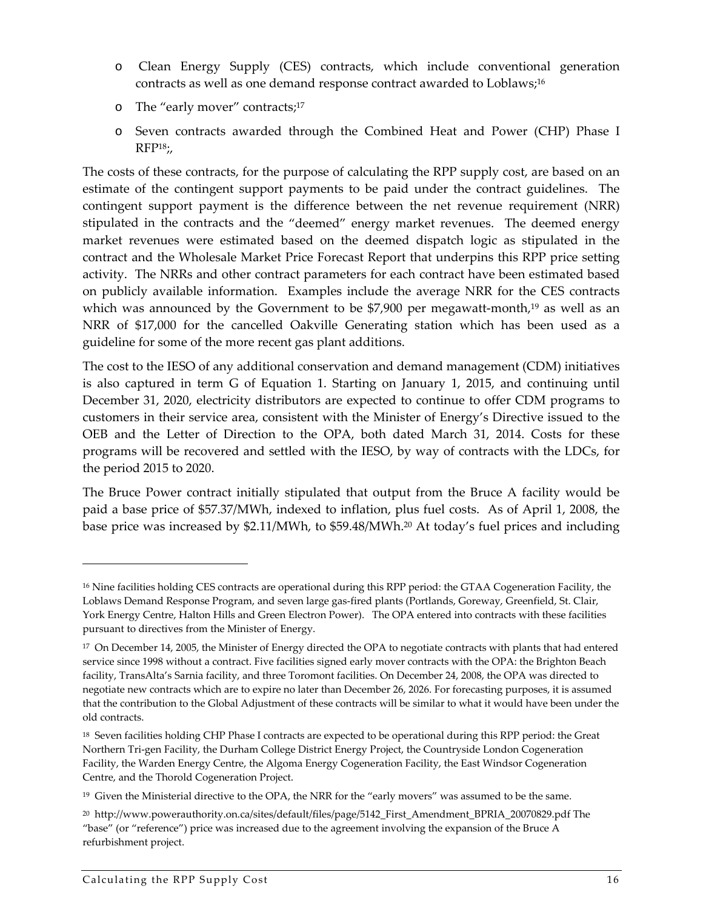- Clean Energy Supply (CES) contracts, which include conventional generation contracts as well as one demand response contract awarded to Loblaws;[16]
- The "early mover" contracts;[17]
- Seven contracts awarded through the Combined Heat and Power (CHP) Phase I RFP[18];,

The costs of these contracts, for the purpose of calculating the RPP supply cost, are based on an estimate of the contingent support payments to be paid under the contract guidelines. The contingent support payment is the difference between the net revenue requirement (NRR) stipulated in the contracts and the "deemed" energy market revenues. The deemed energy market revenues were estimated based on the deemed dispatch logic as stipulated in the contract and the Wholesale Market Price Forecast Report that underpins this RPP price setting activity. The NRRs and other contract parameters for each contract have been estimated based on publicly available information. Examples include the average NRR for the CES contracts which was announced by the Government to be $7,900 per megawatt-month,[19] as well as an NRR of $17,000 for the cancelled Oakville Generating station which has been used as a guideline for some of the more recent gas plant additions.

The cost to the IESO of any additional conservation and demand management (CDM) initiatives is also captured in term G of Equation 1. Starting on January 1, 2015, and continuing until December 31, 2020, electricity distributors are expected to continue to offer CDM programs to customers in their service area, consistent with the Minister of Energy's Directive issued to the OEB and the Letter of Direction to the OPA, both dated March 31, 2014. Costs for these programs will be recovered and settled with the IESO, by way of contracts with the LDCs, for the period 2015 to 2020.

The Bruce Power contract initially stipulated that output from the Bruce A facility would be paid a base price of $57.37/MWh, indexed to inflation, plus fuel costs. As of April 1, 2008, the base price was increased by $2.11/MWh, to $59.48/MWh.[20] At today's fuel prices and including

---

[16] Nine facilities holding CES contracts are operational during this RPP period: the GTAA Cogeneration Facility, the Loblaws Demand Response Program, and seven large gas-fired plants (Portlands, Goreway, Greenfield, St. Clair, York Energy Centre, Halton Hills and Green Electron Power). The OPA entered into contracts with these facilities pursuant to directives from the Minister of Energy.

[17] On December 14, 2005, the Minister of Energy directed the OPA to negotiate contracts with plants that had entered service since 1998 without a contract. Five facilities signed early mover contracts with the OPA: the Brighton Beach facility, TransAlta's Sarnia facility, and three Toromont facilities. On December 24, 2008, the OPA was directed to negotiate new contracts which are to expire no later than December 26, 2026. For forecasting purposes, it is assumed that the contribution to the Global Adjustment of these contracts will be similar to what it would have been under the old contracts.

[18] Seven facilities holding CHP Phase I contracts are expected to be operational during this RPP period: the Great Northern Tri-gen Facility, the Durham College District Energy Project, the Countryside London Cogeneration Facility, the Warden Energy Centre, the Algoma Energy Cogeneration Facility, the East Windsor Cogeneration Centre, and the Thorold Cogeneration Project.

[19] Given the Ministerial directive to the OPA, the NRR for the "early movers" was assumed to be the same.

[20] http://www.powerauthority.on.ca/sites/default/files/page/5142_First_Amendment_BPRIA_20070829.pdf The "base" (or "reference") price was increased due to the agreement involving the expansion of the Bruce A refurbishment project.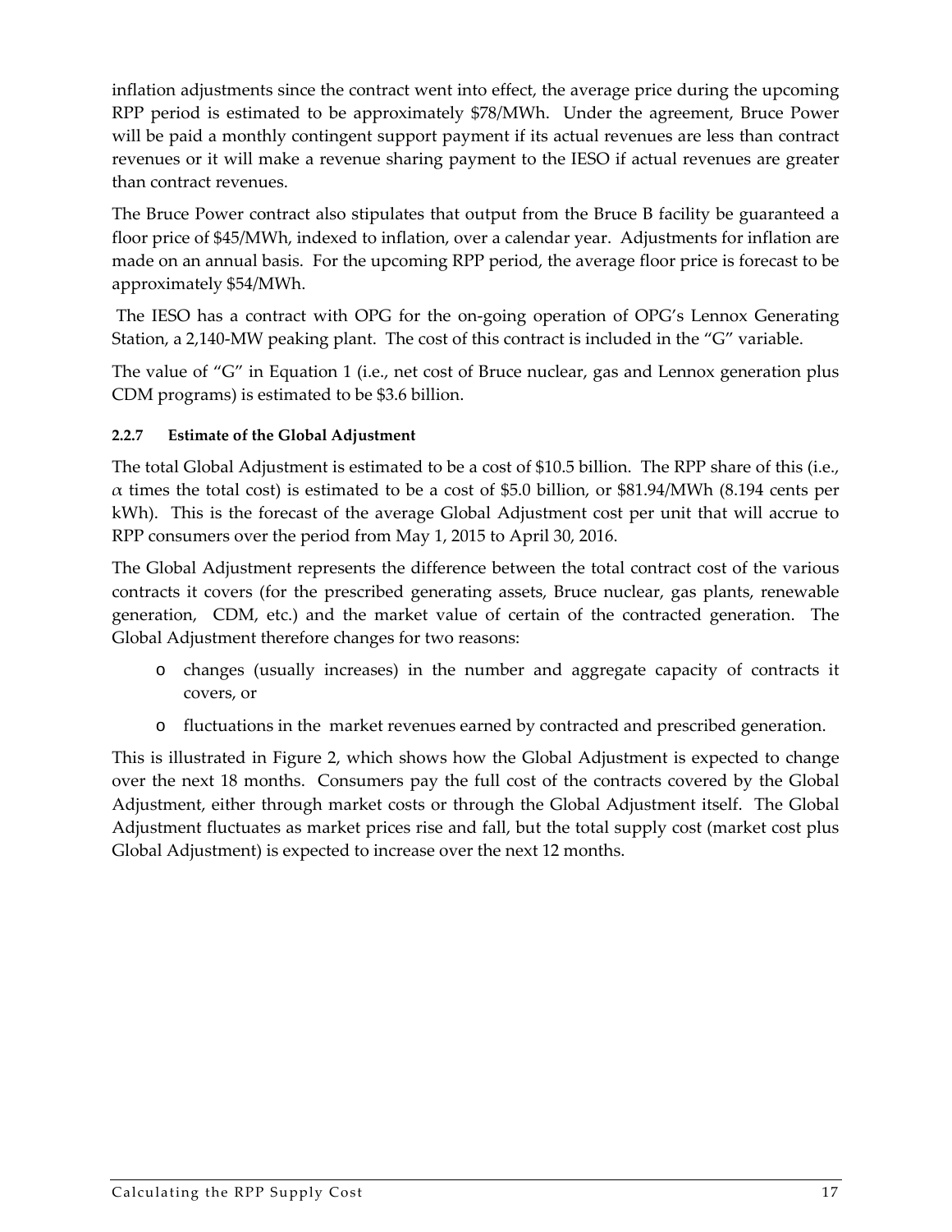inflation adjustments since the contract went into effect, the average price during the upcoming RPP period is estimated to be approximately $78/MWh. Under the agreement, Bruce Power will be paid a monthly contingent support payment if its actual revenues are less than contract revenues or it will make a revenue sharing payment to the IESO if actual revenues are greater than contract revenues.

The Bruce Power contract also stipulates that output from the Bruce B facility be guaranteed a floor price of $45/MWh, indexed to inflation, over a calendar year. Adjustments for inflation are made on an annual basis. For the upcoming RPP period, the average floor price is forecast to be approximately $54/MWh.

The IESO has a contract with OPG for the on-going operation of OPG's Lennox Generating Station, a 2,140-MW peaking plant. The cost of this contract is included in the "G" variable.

The value of "G" in Equation 1 (i.e., net cost of Bruce nuclear, gas and Lennox generation plus CDM programs) is estimated to be $3.6 billion.

#### 2.2.7 Estimate of the Global Adjustment

The total Global Adjustment is estimated to be a cost of $10.5 billion. The RPP share of this (i.e., $\alpha$ times the total cost) is estimated to be a cost of $5.0 billion, or $81.94/MWh (8.194 cents per kWh). This is the forecast of the average Global Adjustment cost per unit that will accrue to RPP consumers over the period from May 1, 2015 to April 30, 2016.

The Global Adjustment represents the difference between the total contract cost of the various contracts it covers (for the prescribed generating assets, Bruce nuclear, gas plants, renewable generation, CDM, etc.) and the market value of certain of the contracted generation. The Global Adjustment therefore changes for two reasons:

- changes (usually increases) in the number and aggregate capacity of contracts it covers, or
- fluctuations in the market revenues earned by contracted and prescribed generation.

This is illustrated in Figure 2, which shows how the Global Adjustment is expected to change over the next 18 months. Consumers pay the full cost of the contracts covered by the Global Adjustment, either through market costs or through the Global Adjustment itself. The Global Adjustment fluctuates as market prices rise and fall, but the total supply cost (market cost plus Global Adjustment) is expected to increase over the next 12 months.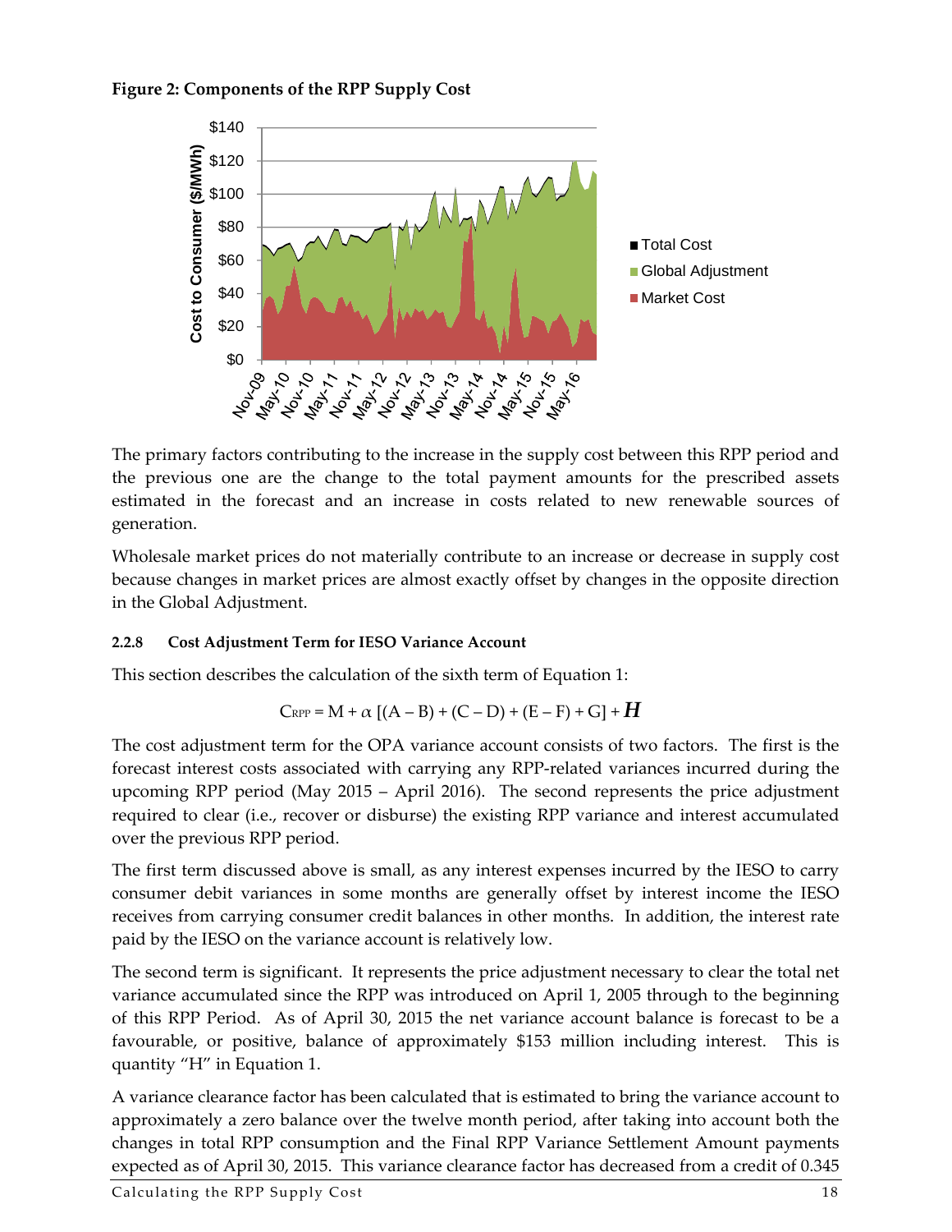**Figure 2: Components of the RPP Supply Cost**

The primary factors contributing to the increase in the supply cost between this RPP period and the previous one are the change to the total payment amounts for the prescribed assets estimated in the forecast and an increase in costs related to new renewable sources of generation.

Wholesale market prices do not materially contribute to an increase or decrease in supply cost because changes in market prices are almost exactly offset by changes in the opposite direction in the Global Adjustment.

#### 2.2.8 Cost Adjustment Term for IESO Variance Account

This section describes the calculation of the sixth term of Equation 1:

$$C_{RPP} = M + \alpha\,[(A - B) + (C - D) + (E - F) + G] + \boldsymbol{H}$$

The cost adjustment term for the OPA variance account consists of two factors. The first is the forecast interest costs associated with carrying any RPP-related variances incurred during the upcoming RPP period (May 2015 – April 2016). The second represents the price adjustment required to clear (i.e., recover or disburse) the existing RPP variance and interest accumulated over the previous RPP period.

The first term discussed above is small, as any interest expenses incurred by the IESO to carry consumer debit variances in some months are generally offset by interest income the IESO receives from carrying consumer credit balances in other months. In addition, the interest rate paid by the IESO on the variance account is relatively low.

The second term is significant. It represents the price adjustment necessary to clear the total net variance accumulated since the RPP was introduced on April 1, 2005 through to the beginning of this RPP Period. As of April 30, 2015 the net variance account balance is forecast to be a favourable, or positive, balance of approximately $153 million including interest. This is quantity "H" in Equation 1.

A variance clearance factor has been calculated that is estimated to bring the variance account to approximately a zero balance over the twelve month period, after taking into account both the changes in total RPP consumption and the Final RPP Variance Settlement Amount payments expected as of April 30, 2015. This variance clearance factor has decreased from a credit of 0.345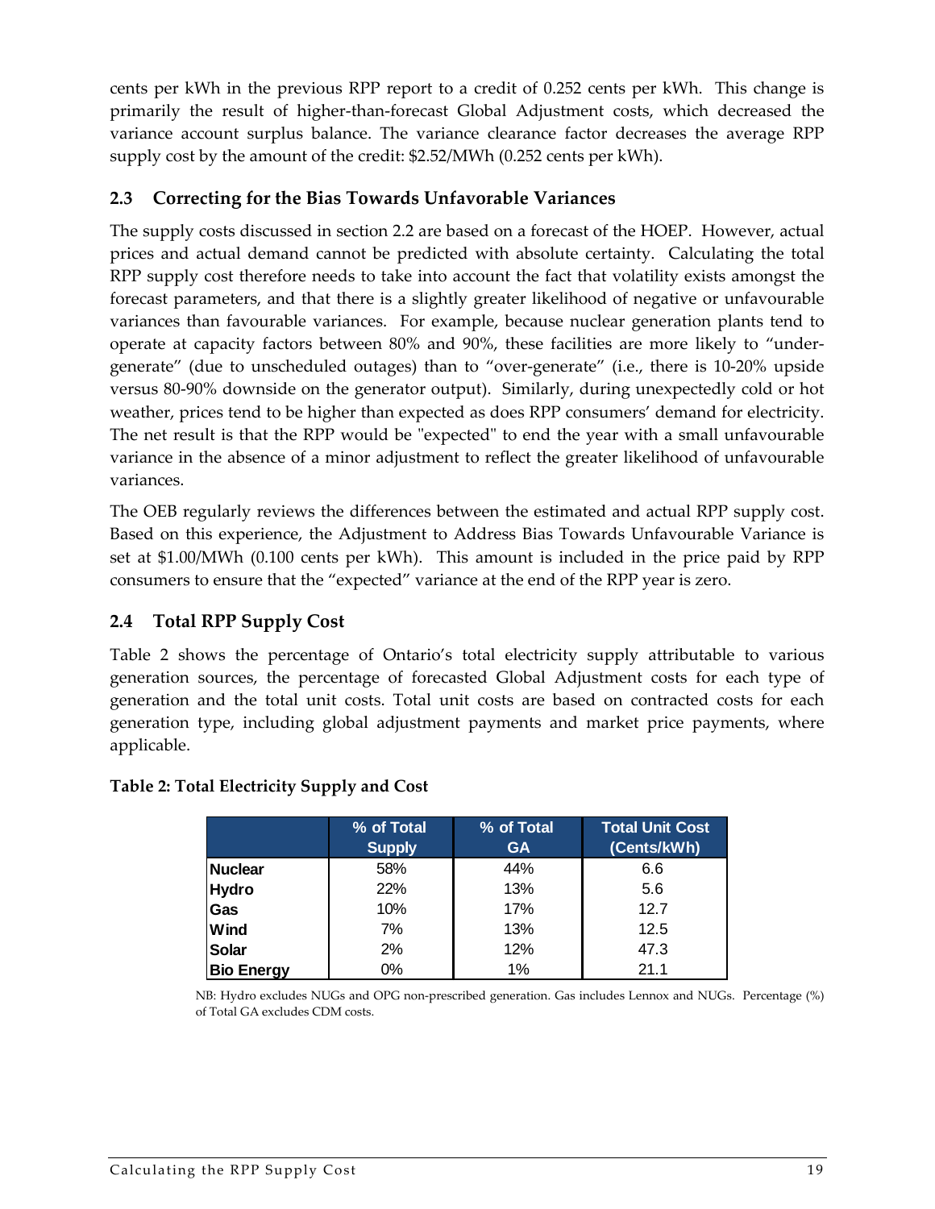cents per kWh in the previous RPP report to a credit of 0.252 cents per kWh. This change is primarily the result of higher-than-forecast Global Adjustment costs, which decreased the variance account surplus balance. The variance clearance factor decreases the average RPP supply cost by the amount of the credit: $2.52/MWh (0.252 cents per kWh).

## 2.3 Correcting for the Bias Towards Unfavorable Variances

The supply costs discussed in section 2.2 are based on a forecast of the HOEP. However, actual prices and actual demand cannot be predicted with absolute certainty. Calculating the total RPP supply cost therefore needs to take into account the fact that volatility exists amongst the forecast parameters, and that there is a slightly greater likelihood of negative or unfavourable variances than favourable variances. For example, because nuclear generation plants tend to operate at capacity factors between 80% and 90%, these facilities are more likely to "under-generate" (due to unscheduled outages) than to "over-generate" (i.e., there is 10-20% upside versus 80-90% downside on the generator output). Similarly, during unexpectedly cold or hot weather, prices tend to be higher than expected as does RPP consumers' demand for electricity. The net result is that the RPP would be "expected" to end the year with a small unfavourable variance in the absence of a minor adjustment to reflect the greater likelihood of unfavourable variances.

The OEB regularly reviews the differences between the estimated and actual RPP supply cost. Based on this experience, the Adjustment to Address Bias Towards Unfavourable Variance is set at $1.00/MWh (0.100 cents per kWh). This amount is included in the price paid by RPP consumers to ensure that the "expected" variance at the end of the RPP year is zero.

## 2.4 Total RPP Supply Cost

Table 2 shows the percentage of Ontario's total electricity supply attributable to various generation sources, the percentage of forecasted Global Adjustment costs for each type of generation and the total unit costs. Total unit costs are based on contracted costs for each generation type, including global adjustment payments and market price payments, where applicable.

**Table 2: Total Electricity Supply and Cost**

| | % of Total Supply | % of Total GA | Total Unit Cost (Cents/kWh) |
|---|---|---|---|
| **Nuclear** | 58% | 44% | 6.6 |
| **Hydro** | 22% | 13% | 5.6 |
| **Gas** | 10% | 17% | 12.7 |
| **Wind** | 7% | 13% | 12.5 |
| **Solar** | 2% | 12% | 47.3 |
| **Bio Energy** | 0% | 1% | 21.1 |

NB: Hydro excludes NUGs and OPG non-prescribed generation. Gas includes Lennox and NUGs. Percentage (%) of Total GA excludes CDM costs.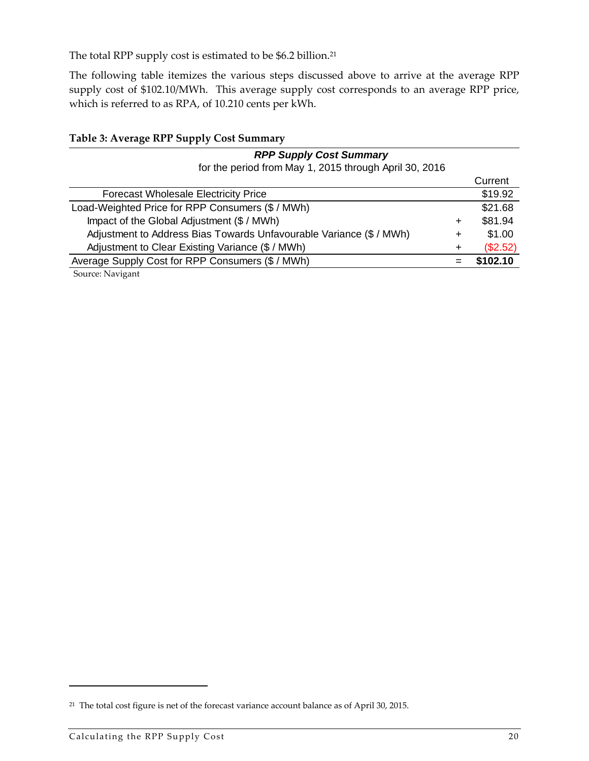The total RPP supply cost is estimated to be $6.2 billion.[21]

The following table itemizes the various steps discussed above to arrive at the average RPP supply cost of $102.10/MWh. This average supply cost corresponds to an average RPP price, which is referred to as RPA, of 10.210 cents per kWh.

**Table 3: Average RPP Supply Cost Summary**

| ***RPP Supply Cost Summary*** for the period from May 1, 2015 through April 30, 2016 | | Current |
|---|---|---|
| Forecast Wholesale Electricity Price | | $19.92 |
| Load-Weighted Price for RPP Consumers ($ / MWh) | | $21.68 |
| Impact of the Global Adjustment ($ / MWh) | + | $81.94 |
| Adjustment to Address Bias Towards Unfavourable Variance ($ / MWh) | + | $1.00 |
| Adjustment to Clear Existing Variance ($ / MWh) | + | ($2.52) |
| Average Supply Cost for RPP Consumers ($ / MWh) | = | **$102.10** |

Source: Navigant

[21] The total cost figure is net of the forecast variance account balance as of April 30, 2015.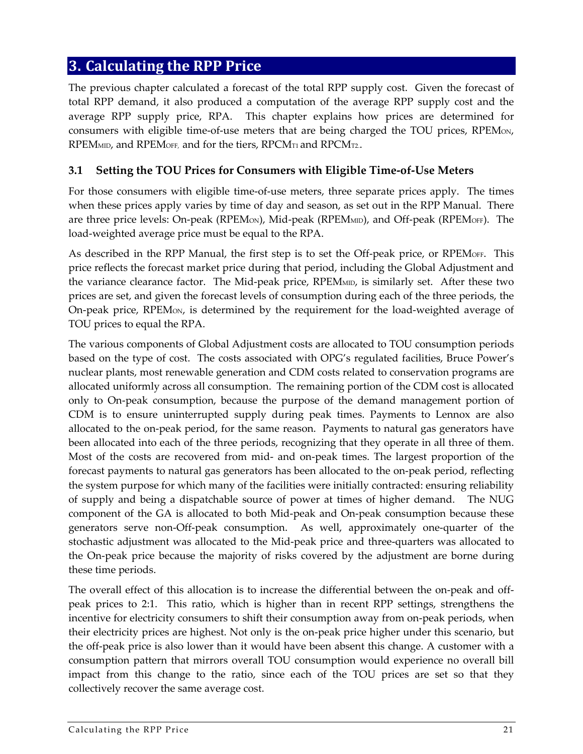# 3. Calculating the RPP Price

The previous chapter calculated a forecast of the total RPP supply cost. Given the forecast of total RPP demand, it also produced a computation of the average RPP supply cost and the average RPP supply price, RPA. This chapter explains how prices are determined for consumers with eligible time-of-use meters that are being charged the TOU prices, $RPEM_{ON}$, $RPEM_{MID}$, and $RPEM_{OFF}$, and for the tiers, $RPCM_{T1}$ and $RPCM_{T2}$.

### 3.1 Setting the TOU Prices for Consumers with Eligible Time-of-Use Meters

For those consumers with eligible time-of-use meters, three separate prices apply. The times when these prices apply varies by time of day and season, as set out in the RPP Manual. There are three price levels: On-peak ($RPEM_{ON}$), Mid-peak ($RPEM_{MID}$), and Off-peak ($RPEM_{OFF}$). The load-weighted average price must be equal to the RPA.

As described in the RPP Manual, the first step is to set the Off-peak price, or $RPEM_{OFF}$. This price reflects the forecast market price during that period, including the Global Adjustment and the variance clearance factor. The Mid-peak price, $RPEM_{MID}$, is similarly set. After these two prices are set, and given the forecast levels of consumption during each of the three periods, the On-peak price, $RPEM_{ON}$, is determined by the requirement for the load-weighted average of TOU prices to equal the RPA.

The various components of Global Adjustment costs are allocated to TOU consumption periods based on the type of cost. The costs associated with OPG's regulated facilities, Bruce Power's nuclear plants, most renewable generation and CDM costs related to conservation programs are allocated uniformly across all consumption. The remaining portion of the CDM cost is allocated only to On-peak consumption, because the purpose of the demand management portion of CDM is to ensure uninterrupted supply during peak times. Payments to Lennox are also allocated to the on-peak period, for the same reason. Payments to natural gas generators have been allocated into each of the three periods, recognizing that they operate in all three of them. Most of the costs are recovered from mid- and on-peak times. The largest proportion of the forecast payments to natural gas generators has been allocated to the on-peak period, reflecting the system purpose for which many of the facilities were initially contracted: ensuring reliability of supply and being a dispatchable source of power at times of higher demand. The NUG component of the GA is allocated to both Mid-peak and On-peak consumption because these generators serve non-Off-peak consumption. As well, approximately one-quarter of the stochastic adjustment was allocated to the Mid-peak price and three-quarters was allocated to the On-peak price because the majority of risks covered by the adjustment are borne during these time periods.

The overall effect of this allocation is to increase the differential between the on-peak and off-peak prices to 2:1. This ratio, which is higher than in recent RPP settings, strengthens the incentive for electricity consumers to shift their consumption away from on-peak periods, when their electricity prices are highest. Not only is the on-peak price higher under this scenario, but the off-peak price is also lower than it would have been absent this change. A customer with a consumption pattern that mirrors overall TOU consumption would experience no overall bill impact from this change to the ratio, since each of the TOU prices are set so that they collectively recover the same average cost.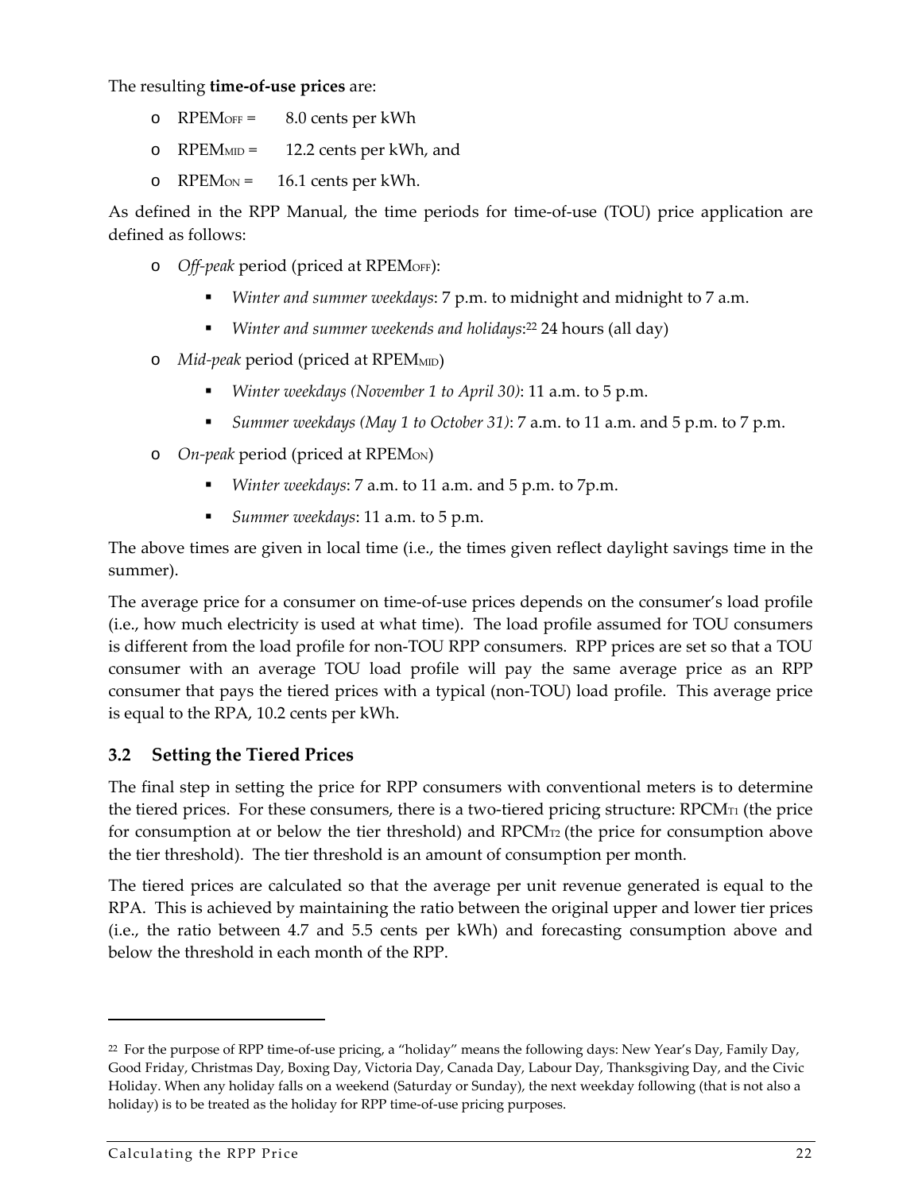The resulting **time-of-use prices** are:

- $RPEM_{OFF}$ = 8.0 cents per kWh
- $RPEM_{MID}$ = 12.2 cents per kWh, and
- $RPEM_{ON}$ = 16.1 cents per kWh.

As defined in the RPP Manual, the time periods for time-of-use (TOU) price application are defined as follows:

- *Off-peak* period (priced at $RPEM_{OFF}$):
  - *Winter and summer weekdays*: 7 p.m. to midnight and midnight to 7 a.m.
  - *Winter and summer weekends and holidays*:[22] 24 hours (all day)
- *Mid-peak* period (priced at $RPEM_{MID}$)
  - *Winter weekdays (November 1 to April 30)*: 11 a.m. to 5 p.m.
  - *Summer weekdays (May 1 to October 31)*: 7 a.m. to 11 a.m. and 5 p.m. to 7 p.m.
- *On-peak* period (priced at $RPEM_{ON}$)
  - *Winter weekdays*: 7 a.m. to 11 a.m. and 5 p.m. to 7p.m.
  - *Summer weekdays*: 11 a.m. to 5 p.m.

The above times are given in local time (i.e., the times given reflect daylight savings time in the summer).

The average price for a consumer on time-of-use prices depends on the consumer's load profile (i.e., how much electricity is used at what time). The load profile assumed for TOU consumers is different from the load profile for non-TOU RPP consumers. RPP prices are set so that a TOU consumer with an average TOU load profile will pay the same average price as an RPP consumer that pays the tiered prices with a typical (non-TOU) load profile. This average price is equal to the RPA, 10.2 cents per kWh.

## 3.2 Setting the Tiered Prices

The final step in setting the price for RPP consumers with conventional meters is to determine the tiered prices. For these consumers, there is a two-tiered pricing structure: $RPCM_{T1}$ (the price for consumption at or below the tier threshold) and $RPCM_{T2}$ (the price for consumption above the tier threshold). The tier threshold is an amount of consumption per month.

The tiered prices are calculated so that the average per unit revenue generated is equal to the RPA. This is achieved by maintaining the ratio between the original upper and lower tier prices (i.e., the ratio between 4.7 and 5.5 cents per kWh) and forecasting consumption above and below the threshold in each month of the RPP.

---

[22] For the purpose of RPP time-of-use pricing, a "holiday" means the following days: New Year's Day, Family Day, Good Friday, Christmas Day, Boxing Day, Victoria Day, Canada Day, Labour Day, Thanksgiving Day, and the Civic Holiday. When any holiday falls on a weekend (Saturday or Sunday), the next weekday following (that is not also a holiday) is to be treated as the holiday for RPP time-of-use pricing purposes.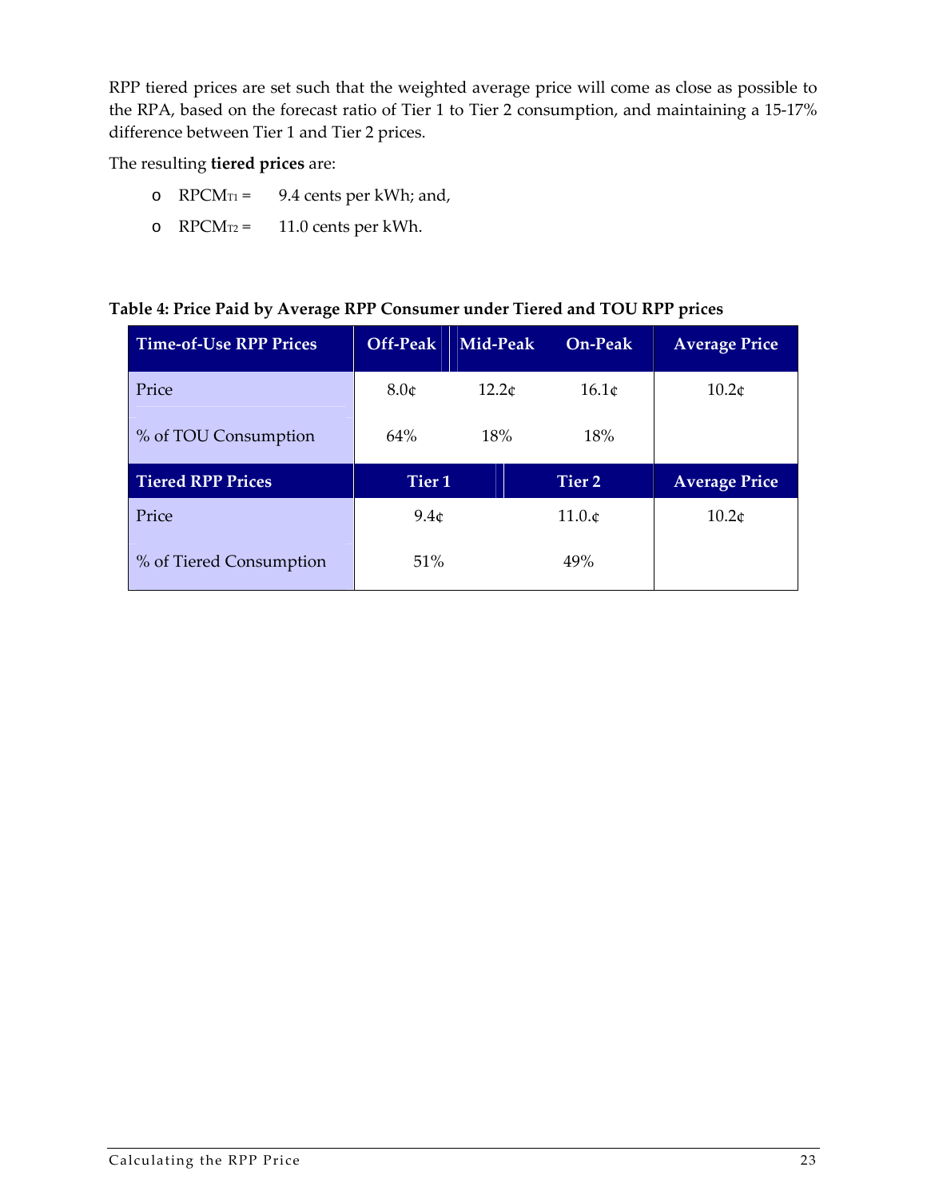RPP tiered prices are set such that the weighted average price will come as close as possible to the RPA, based on the forecast ratio of Tier 1 to Tier 2 consumption, and maintaining a 15-17% difference between Tier 1 and Tier 2 prices.

The resulting **tiered prices** are:

- $RPCM_{T1}$ = 9.4 cents per kWh; and,
- $RPCM_{T2}$ = 11.0 cents per kWh.

**Table 4: Price Paid by Average RPP Consumer under Tiered and TOU RPP prices**

| Time-of-Use RPP Prices | Off-Peak | Mid-Peak | On-Peak | Average Price |
|---|---|---|---|---|
| Price | 8.0¢ | 12.2¢ | 16.1¢ | 10.2¢ |
| % of TOU Consumption | 64% | 18% | 18% | |
| **Tiered RPP Prices** | **Tier 1** | | **Tier 2** | **Average Price** |
| Price | 9.4¢ | | 11.0.¢ | 10.2¢ |
| % of Tiered Consumption | 51% | | 49% | |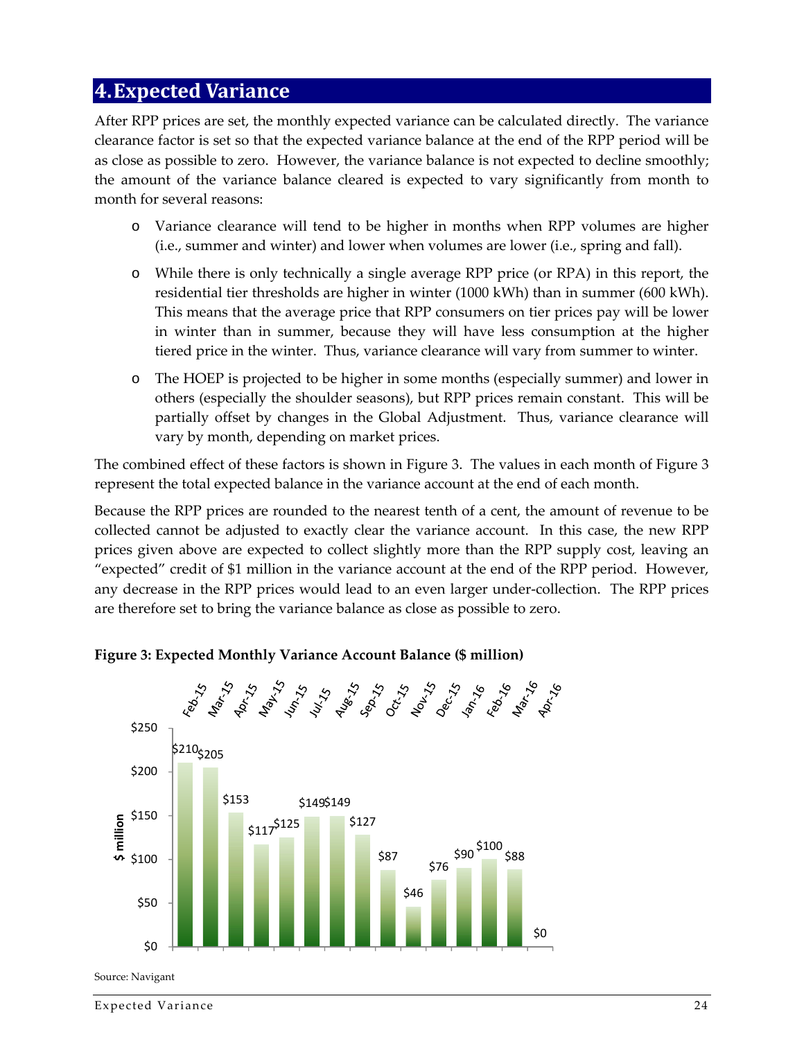# 4. Expected Variance

After RPP prices are set, the monthly expected variance can be calculated directly. The variance clearance factor is set so that the expected variance balance at the end of the RPP period will be as close as possible to zero. However, the variance balance is not expected to decline smoothly; the amount of the variance balance cleared is expected to vary significantly from month to month for several reasons:

- Variance clearance will tend to be higher in months when RPP volumes are higher (i.e., summer and winter) and lower when volumes are lower (i.e., spring and fall).
- While there is only technically a single average RPP price (or RPA) in this report, the residential tier thresholds are higher in winter (1000 kWh) than in summer (600 kWh). This means that the average price that RPP consumers on tier prices pay will be lower in winter than in summer, because they will have less consumption at the higher tiered price in the winter. Thus, variance clearance will vary from summer to winter.
- The HOEP is projected to be higher in some months (especially summer) and lower in others (especially the shoulder seasons), but RPP prices remain constant. This will be partially offset by changes in the Global Adjustment. Thus, variance clearance will vary by month, depending on market prices.

The combined effect of these factors is shown in Figure 3. The values in each month of Figure 3 represent the total expected balance in the variance account at the end of each month.

Because the RPP prices are rounded to the nearest tenth of a cent, the amount of revenue to be collected cannot be adjusted to exactly clear the variance account. In this case, the new RPP prices given above are expected to collect slightly more than the RPP supply cost, leaving an "expected" credit of $1 million in the variance account at the end of the RPP period. However, any decrease in the RPP prices would lead to an even larger under-collection. The RPP prices are therefore set to bring the variance balance as close as possible to zero.

**Figure 3: Expected Monthly Variance Account Balance ($ million)**

Feb-15 Mar-15 Apr-15 May-15 Jun-15 Jul-15 Aug-15 Sep-15 Oct-15 Nov-15 Dec-15 Jan-16 Feb-16 Mar-16 Apr-16

$210 $205 $153 $117 $125 $149 $149 $127 $87 $46 $76 $90 $100 $88 $0

$ million

$250 $200 $150 $100 $50 $0

Source: Navigant